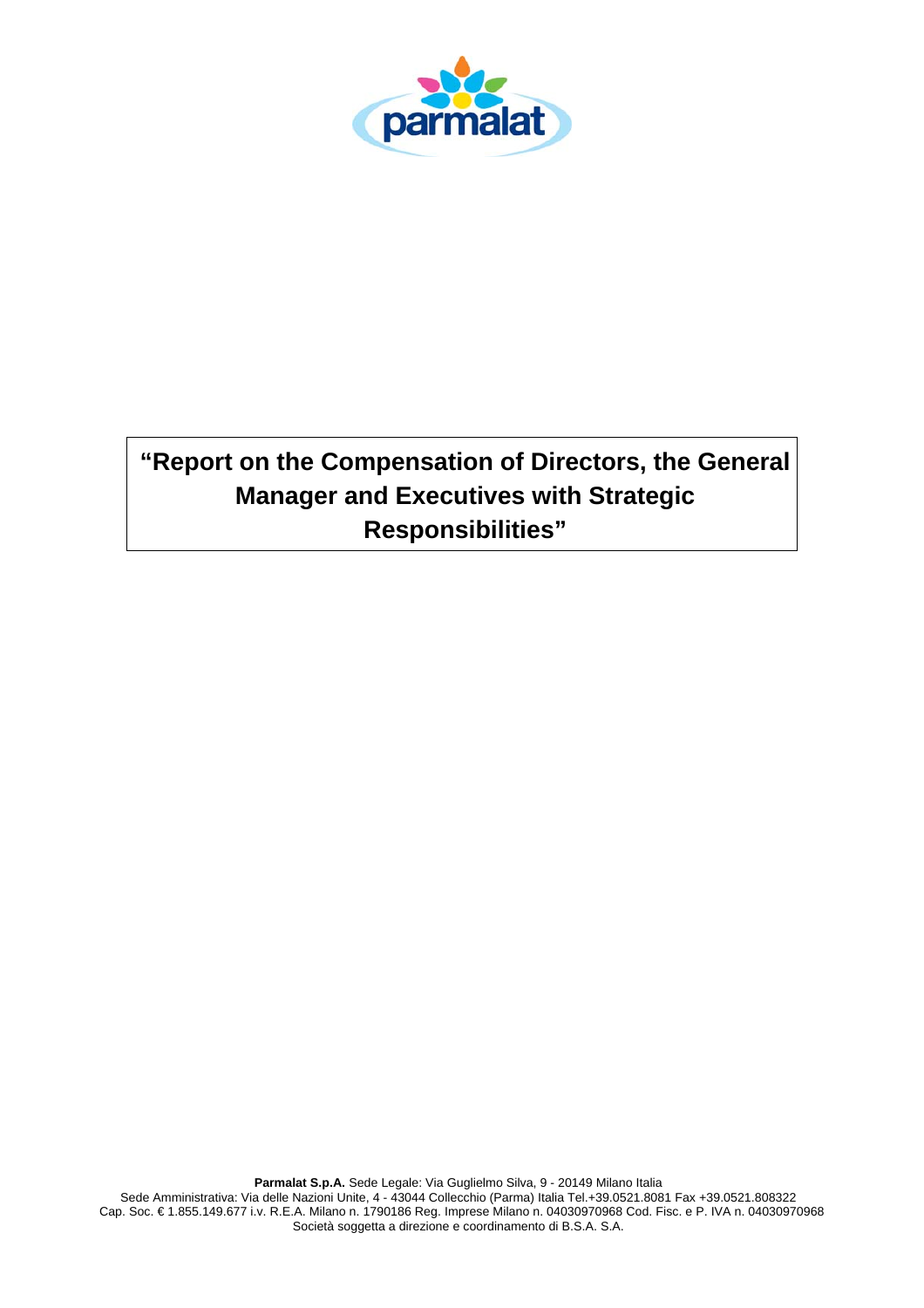# "Report on the Compensation of Directors, the General Manager and Executives with Strategic Responsibilities"

**Parmalat S.p.A.** Sede Legale: Via Guglielmo Silva, 9 - 20149 Milano Italia
Sede Amministrativa: Via delle Nazioni Unite, 4 - 43044 Collecchio (Parma) Italia Tel.+39.0521.8081 Fax +39.0521.808322
Cap. Soc. € 1.855.149.677 i.v. R.E.A. Milano n. 1790186 Reg. Imprese Milano n. 04030970968 Cod. Fisc. e P. IVA n. 04030970968
Società soggetta a direzione e coordinamento di B.S.A. S.A.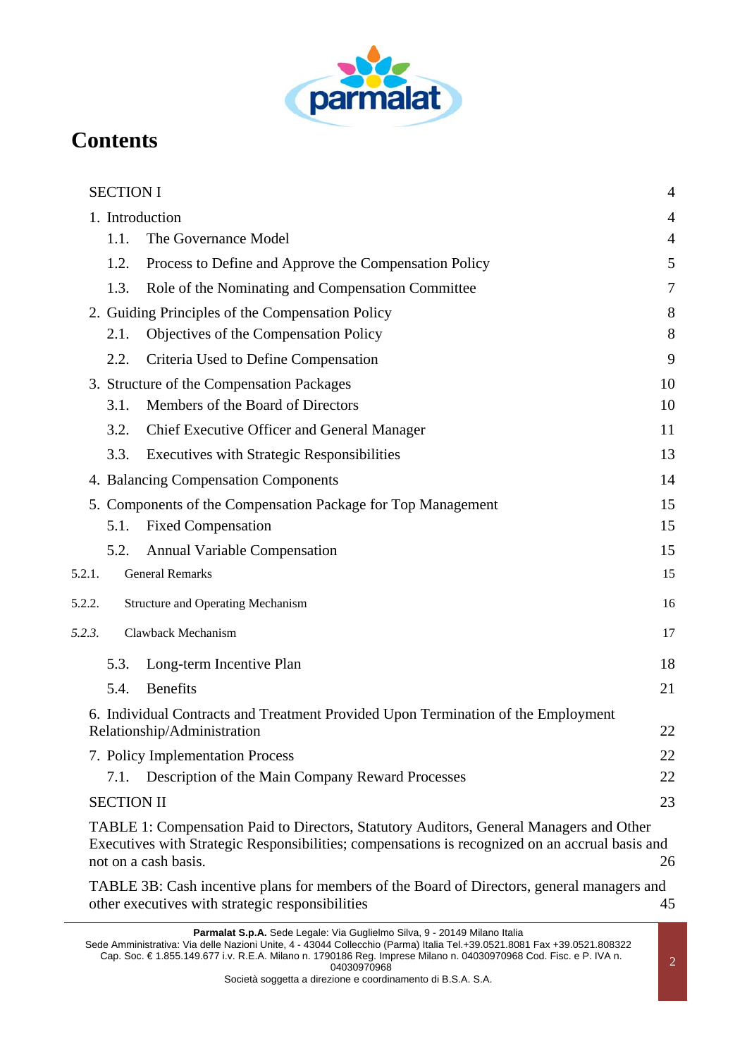# Contents

| | |
|---|---|
| SECTION I | 4 |
| 1. Introduction | 4 |
| 1.1. The Governance Model | 4 |
| 1.2. Process to Define and Approve the Compensation Policy | 5 |
| 1.3. Role of the Nominating and Compensation Committee | 7 |
| 2. Guiding Principles of the Compensation Policy | 8 |
| 2.1. Objectives of the Compensation Policy | 8 |
| 2.2. Criteria Used to Define Compensation | 9 |
| 3. Structure of the Compensation Packages | 10 |
| 3.1. Members of the Board of Directors | 10 |
| 3.2. Chief Executive Officer and General Manager | 11 |
| 3.3. Executives with Strategic Responsibilities | 13 |
| 4. Balancing Compensation Components | 14 |
| 5. Components of the Compensation Package for Top Management | 15 |
| 5.1. Fixed Compensation | 15 |
| 5.2. Annual Variable Compensation | 15 |
| 5.2.1. General Remarks | 15 |
| 5.2.2. Structure and Operating Mechanism | 16 |
| *5.2.3.* Clawback Mechanism | 17 |
| 5.3. Long-term Incentive Plan | 18 |
| 5.4. Benefits | 21 |
| 6. Individual Contracts and Treatment Provided Upon Termination of the Employment Relationship/Administration | 22 |
| 7. Policy Implementation Process | 22 |
| 7.1. Description of the Main Company Reward Processes | 22 |
| SECTION II | 23 |
| TABLE 1: Compensation Paid to Directors, Statutory Auditors, General Managers and Other Executives with Strategic Responsibilities; compensations is recognized on an accrual basis and not on a cash basis. | 26 |
| TABLE 3B: Cash incentive plans for members of the Board of Directors, general managers and other executives with strategic responsibilities | 45 |

**Parmalat S.p.A.** Sede Legale: Via Guglielmo Silva, 9 - 20149 Milano Italia
Sede Amministrativa: Via delle Nazioni Unite, 4 - 43044 Collecchio (Parma) Italia Tel.+39.0521.8081 Fax +39.0521.808322
Cap. Soc. € 1.855.149.677 i.v. R.E.A. Milano n. 1790186 Reg. Imprese Milano n. 04030970968 Cod. Fisc. e P. IVA n. 04030970968
Società soggetta a direzione e coordinamento di B.S.A. S.A.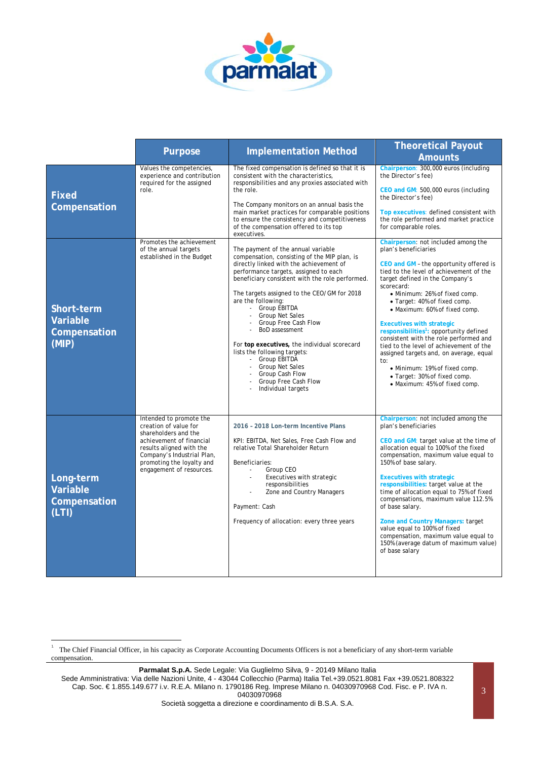| | Purpose | Implementation Method | Theoretical Payout Amounts |
|---|---|---|---|
| **Fixed Compensation** | Values the competencies, experience and contribution required for the assigned role. | The fixed compensation is defined so that it is consistent with the characteristics, responsibilities and any proxies associated with the role.<br><br>The Company monitors on an annual basis the main market practices for comparable positions to ensure the consistency and competitiveness of the compensation offered to its top executives. | **Chairperson**: 300,000 euros (including the Director's fee)<br><br>**CEO and GM**: 500,000 euros (including the Director's fee)<br><br>**Top executives**: defined consistent with the role performed and market practice for comparable roles. |
| **Short-term Variable Compensation (MIP)** | Promotes the achievement of the annual targets established in the Budget | The payment of the annual variable compensation, consisting of the MIP plan, is directly linked with the achievement of performance targets, assigned to each beneficiary consistent with the role performed.<br><br>The targets assigned to the CEO/GM for 2018 are the following:<br>- Group EBITDA<br>- Group Net Sales<br>- Group Free Cash Flow<br>- BoD assessment<br><br>For **top executives,** the individual scorecard lists the following targets:<br>- Group EBITDA<br>- Group Net Sales<br>- Group Cash Flow<br>- Group Free Cash Flow<br>- Individual targets | **Chairperson**: not included among the plan's beneficiaries<br><br>**CEO and GM** – the opportunity offered is tied to the level of achievement of the target defined in the Company's scorecard:<br>• Minimum: 26% of fixed comp.<br>• Target: 40% of fixed comp.<br>• Maximum: 60% of fixed comp.<br><br>**Executives with strategic responsibilities**[1]: opportunity defined consistent with the role performed and tied to the level of achievement of the assigned targets and, on average, equal to:<br>• Minimum: 19% of fixed comp.<br>• Target: 30% of fixed comp.<br>• Maximum: 45% of fixed comp. |
| **Long-term Variable Compensation (LTI)** | Intended to promote the creation of value for shareholders and the achievement of financial results aligned with the Company's Industrial Plan, promoting the loyalty and engagement of resources. | **2016 – 2018 Lon-term Incentive Plans**<br><br>KPI: EBITDA, Net Sales, Free Cash Flow and relative Total Shareholder Return<br><br>Beneficiaries:<br>- Group CEO<br>- Executives with strategic responsibilities<br>- Zone and Country Managers<br><br>Payment: Cash<br><br>Frequency of allocation: every three years | **Chairperson**: not included among the plan's beneficiaries<br><br>**CEO and GM**: target value at the time of allocation equal to 100% of the fixed compensation, maximum value equal to 150% of base salary.<br><br>**Executives with strategic responsibilities:** target value at the time of allocation equal to 75% of fixed compensations, maximum value 112.5% of base salary.<br><br>**Zone and Country Managers:** target value equal to 100% of fixed compensation, maximum value equal to 150% (average datum of maximum value) of base salary |

[1] The Chief Financial Officer, in his capacity as Corporate Accounting Documents Officers is not a beneficiary of any short-term variable compensation.

**Parmalat S.p.A.** Sede Legale: Via Guglielmo Silva, 9 - 20149 Milano Italia
Sede Amministrativa: Via delle Nazioni Unite, 4 - 43044 Collecchio (Parma) Italia Tel.+39.0521.8081 Fax +39.0521.808322
Cap. Soc. € 1.855.149.677 i.v. R.E.A. Milano n. 1790186 Reg. Imprese Milano n. 04030970968 Cod. Fisc. e P. IVA n. 04030970968
Società soggetta a direzione e coordinamento di B.S.A. S.A.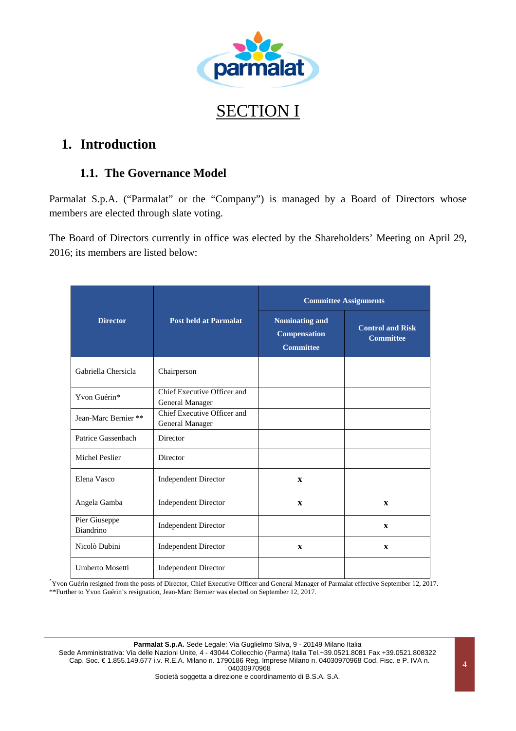# SECTION I

## 1. Introduction

### 1.1. The Governance Model

Parmalat S.p.A. ("Parmalat" or the "Company") is managed by a Board of Directors whose members are elected through slate voting.

The Board of Directors currently in office was elected by the Shareholders' Meeting on April 29, 2016; its members are listed below:

| Director | Post held at Parmalat | Committee Assignments | |
|---|---|---|---|
| | | Nominating and Compensation Committee | Control and Risk Committee |
| Gabriella Chersicla | Chairperson | | |
| Yvon Guérin* | Chief Executive Officer and General Manager | | |
| Jean-Marc Bernier ** | Chief Executive Officer and General Manager | | |
| Patrice Gassenbach | Director | | |
| Michel Peslier | Director | | |
| Elena Vasco | Independent Director | x | |
| Angela Gamba | Independent Director | x | x |
| Pier Giuseppe Biandrino | Independent Director | | x |
| Nicolò Dubini | Independent Director | x | x |
| Umberto Mosetti | Independent Director | | |

*Yvon Guérin resigned from the posts of Director, Chief Executive Officer and General Manager of Parmalat effective September 12, 2017.
**Further to Yvon Guérin's resignation, Jean-Marc Bernier was elected on September 12, 2017.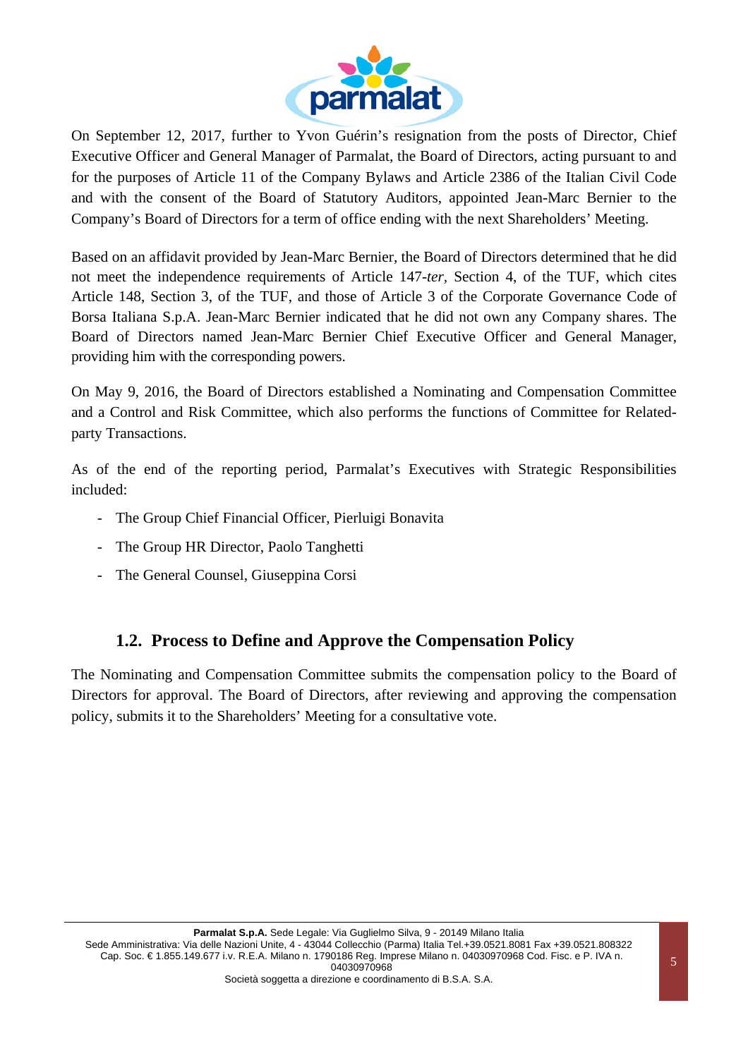On September 12, 2017, further to Yvon Guérin's resignation from the posts of Director, Chief Executive Officer and General Manager of Parmalat, the Board of Directors, acting pursuant to and for the purposes of Article 11 of the Company Bylaws and Article 2386 of the Italian Civil Code and with the consent of the Board of Statutory Auditors, appointed Jean-Marc Bernier to the Company's Board of Directors for a term of office ending with the next Shareholders' Meeting.

Based on an affidavit provided by Jean-Marc Bernier, the Board of Directors determined that he did not meet the independence requirements of Article 147-*ter*, Section 4, of the TUF, which cites Article 148, Section 3, of the TUF, and those of Article 3 of the Corporate Governance Code of Borsa Italiana S.p.A. Jean-Marc Bernier indicated that he did not own any Company shares. The Board of Directors named Jean-Marc Bernier Chief Executive Officer and General Manager, providing him with the corresponding powers.

On May 9, 2016, the Board of Directors established a Nominating and Compensation Committee and a Control and Risk Committee, which also performs the functions of Committee for Related-party Transactions.

As of the end of the reporting period, Parmalat's Executives with Strategic Responsibilities included:

- The Group Chief Financial Officer, Pierluigi Bonavita
- The Group HR Director, Paolo Tanghetti
- The General Counsel, Giuseppina Corsi

## 1.2. Process to Define and Approve the Compensation Policy

The Nominating and Compensation Committee submits the compensation policy to the Board of Directors for approval. The Board of Directors, after reviewing and approving the compensation policy, submits it to the Shareholders' Meeting for a consultative vote.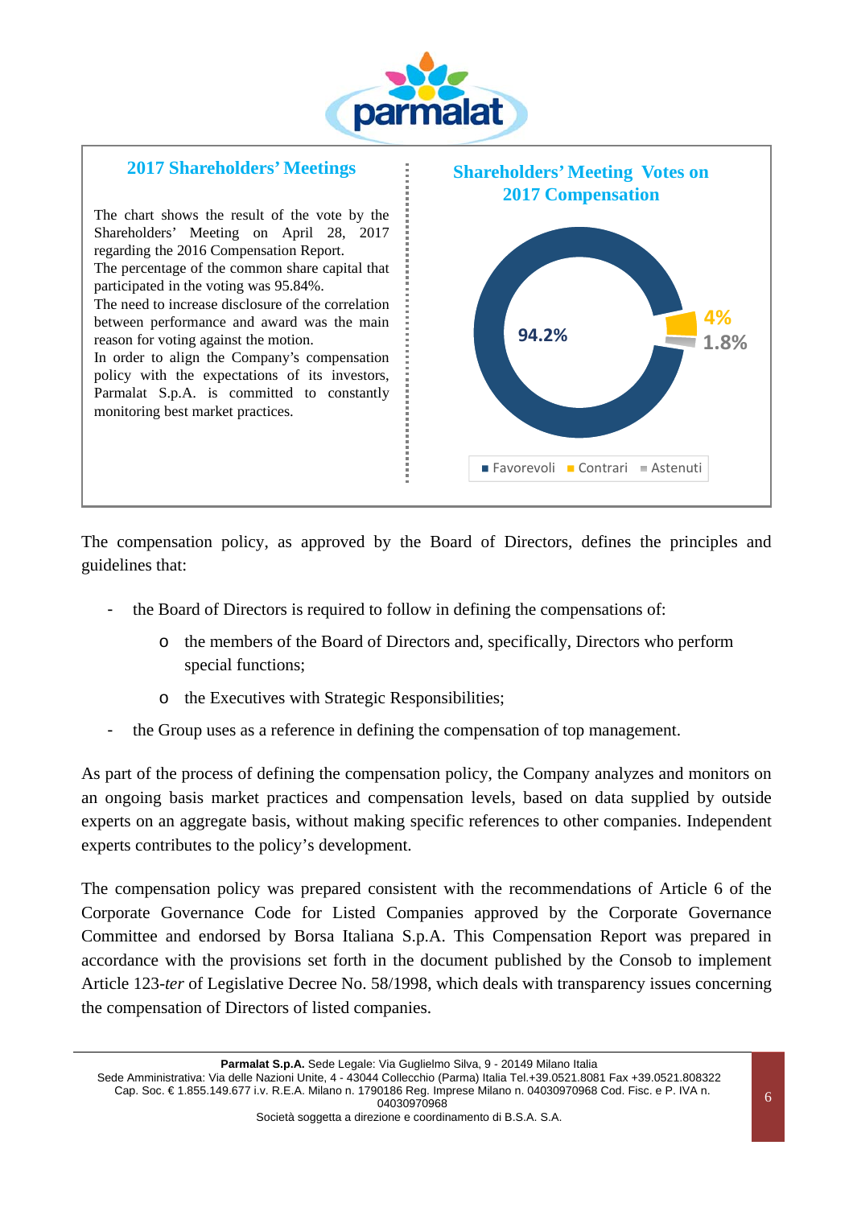## 2017 Shareholders' Meetings

The chart shows the result of the vote by the Shareholders' Meeting on April 28, 2017 regarding the 2016 Compensation Report.
The percentage of the common share capital that participated in the voting was 95.84%.
The need to increase disclosure of the correlation between performance and award was the main reason for voting against the motion.
In order to align the Company's compensation policy with the expectations of its investors, Parmalat S.p.A. is committed to constantly monitoring best market practices.

## Shareholders' Meeting Votes on 2017 Compensation

| | |
|---|---|
| Favorevoli | 94.2% |
| Contrari | 4% |
| Astenuti | 1.8% |

The compensation policy, as approved by the Board of Directors, defines the principles and guidelines that:

- the Board of Directors is required to follow in defining the compensations of:
  - the members of the Board of Directors and, specifically, Directors who perform special functions;
  - the Executives with Strategic Responsibilities;
- the Group uses as a reference in defining the compensation of top management.

As part of the process of defining the compensation policy, the Company analyzes and monitors on an ongoing basis market practices and compensation levels, based on data supplied by outside experts on an aggregate basis, without making specific references to other companies. Independent experts contributes to the policy's development.

The compensation policy was prepared consistent with the recommendations of Article 6 of the Corporate Governance Code for Listed Companies approved by the Corporate Governance Committee and endorsed by Borsa Italiana S.p.A. This Compensation Report was prepared in accordance with the provisions set forth in the document published by the Consob to implement Article 123-*ter* of Legislative Decree No. 58/1998, which deals with transparency issues concerning the compensation of Directors of listed companies.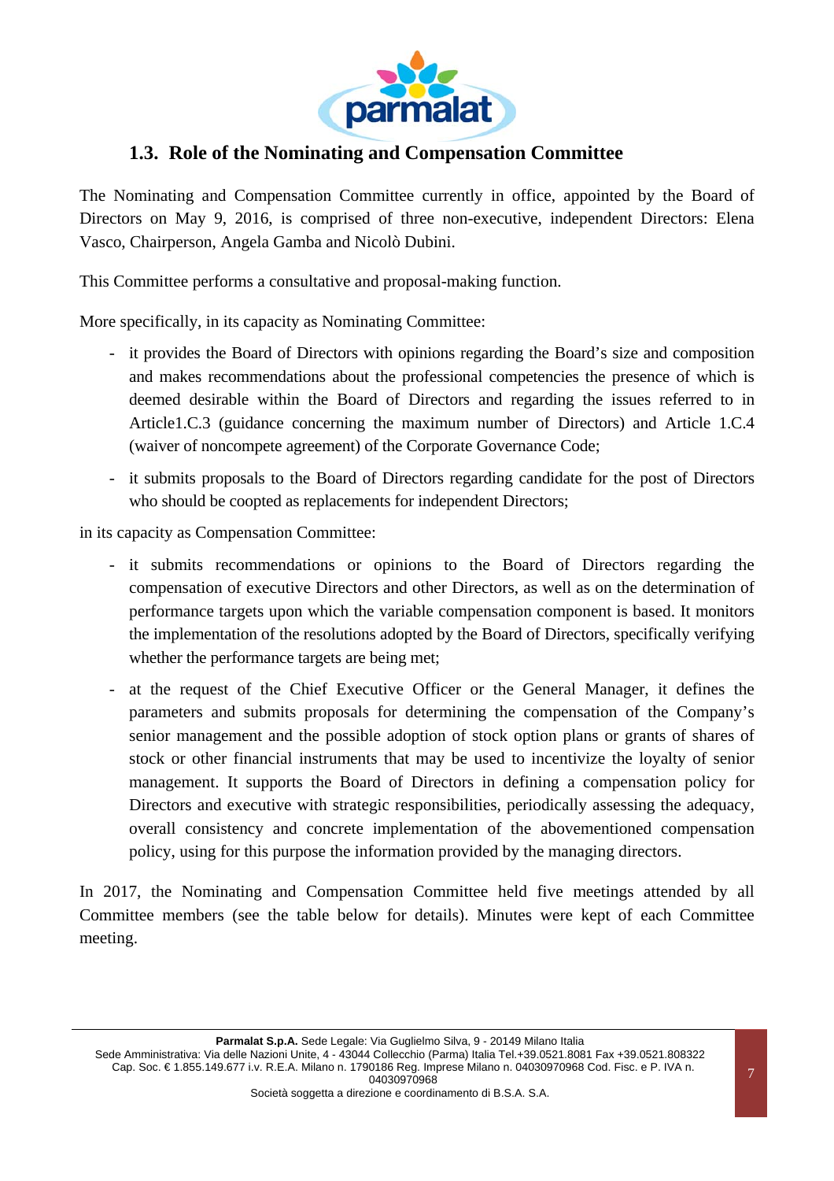## 1.3. Role of the Nominating and Compensation Committee

The Nominating and Compensation Committee currently in office, appointed by the Board of Directors on May 9, 2016, is comprised of three non-executive, independent Directors: Elena Vasco, Chairperson, Angela Gamba and Nicolò Dubini.

This Committee performs a consultative and proposal-making function.

More specifically, in its capacity as Nominating Committee:

- it provides the Board of Directors with opinions regarding the Board's size and composition and makes recommendations about the professional competencies the presence of which is deemed desirable within the Board of Directors and regarding the issues referred to in Article1.C.3 (guidance concerning the maximum number of Directors) and Article 1.C.4 (waiver of noncompete agreement) of the Corporate Governance Code;
- it submits proposals to the Board of Directors regarding candidate for the post of Directors who should be coopted as replacements for independent Directors;

in its capacity as Compensation Committee:

- it submits recommendations or opinions to the Board of Directors regarding the compensation of executive Directors and other Directors, as well as on the determination of performance targets upon which the variable compensation component is based. It monitors the implementation of the resolutions adopted by the Board of Directors, specifically verifying whether the performance targets are being met;
- at the request of the Chief Executive Officer or the General Manager, it defines the parameters and submits proposals for determining the compensation of the Company's senior management and the possible adoption of stock option plans or grants of shares of stock or other financial instruments that may be used to incentivize the loyalty of senior management. It supports the Board of Directors in defining a compensation policy for Directors and executive with strategic responsibilities, periodically assessing the adequacy, overall consistency and concrete implementation of the abovementioned compensation policy, using for this purpose the information provided by the managing directors.

In 2017, the Nominating and Compensation Committee held five meetings attended by all Committee members (see the table below for details). Minutes were kept of each Committee meeting.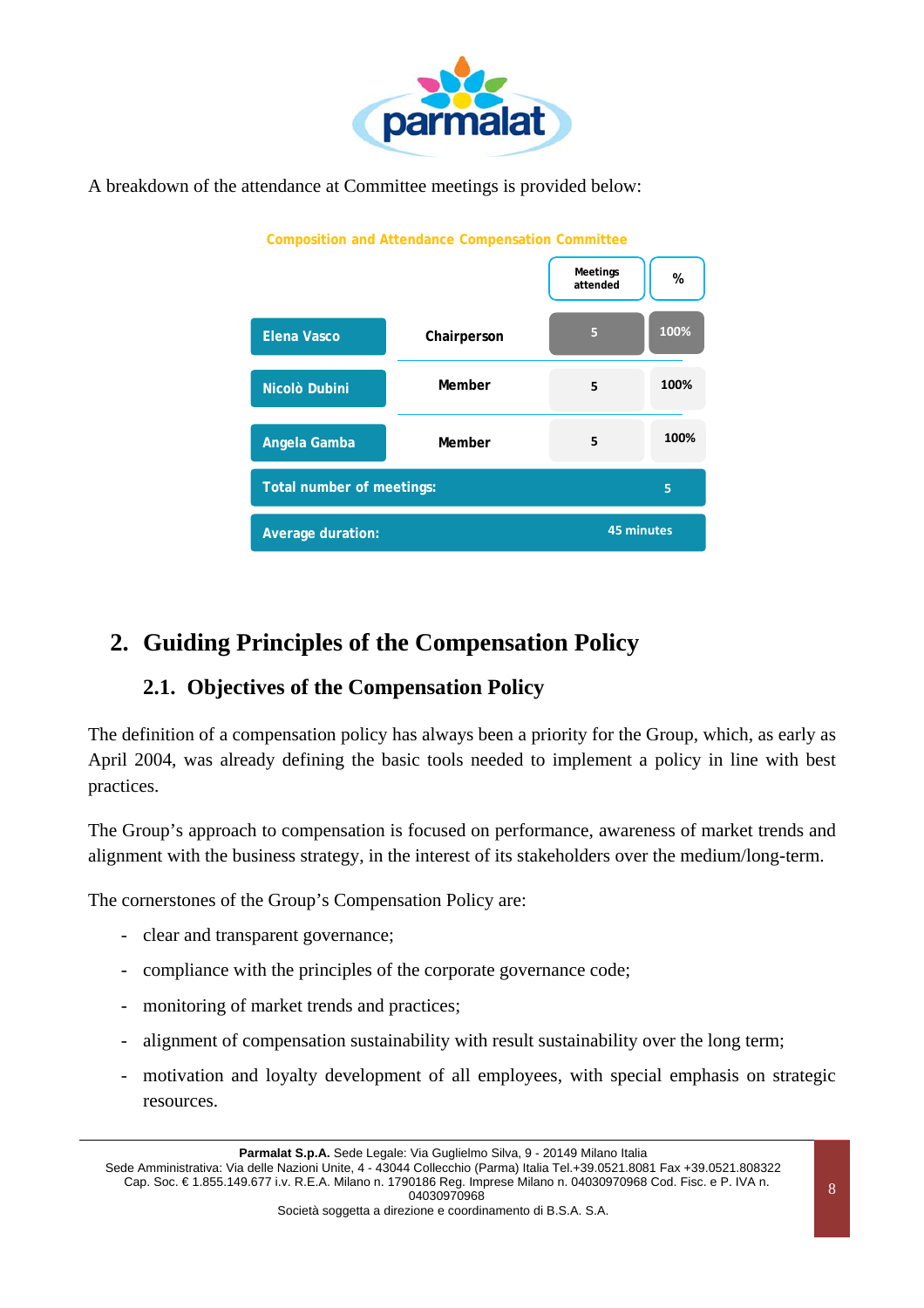A breakdown of the attendance at Committee meetings is provided below:

**Composition and Attendance Compensation Committee**

| | | Meetings attended | % |
|---|---|---|---|
| Elena Vasco | Chairperson | 5 | 100% |
| Nicolò Dubini | Member | 5 | 100% |
| Angela Gamba | Member | 5 | 100% |
| Total number of meetings: | | 5 | |
| Average duration: | | 45 minutes | |

# 2. Guiding Principles of the Compensation Policy

## 2.1. Objectives of the Compensation Policy

The definition of a compensation policy has always been a priority for the Group, which, as early as April 2004, was already defining the basic tools needed to implement a policy in line with best practices.

The Group's approach to compensation is focused on performance, awareness of market trends and alignment with the business strategy, in the interest of its stakeholders over the medium/long-term.

The cornerstones of the Group's Compensation Policy are:

- clear and transparent governance;
- compliance with the principles of the corporate governance code;
- monitoring of market trends and practices;
- alignment of compensation sustainability with result sustainability over the long term;
- motivation and loyalty development of all employees, with special emphasis on strategic resources.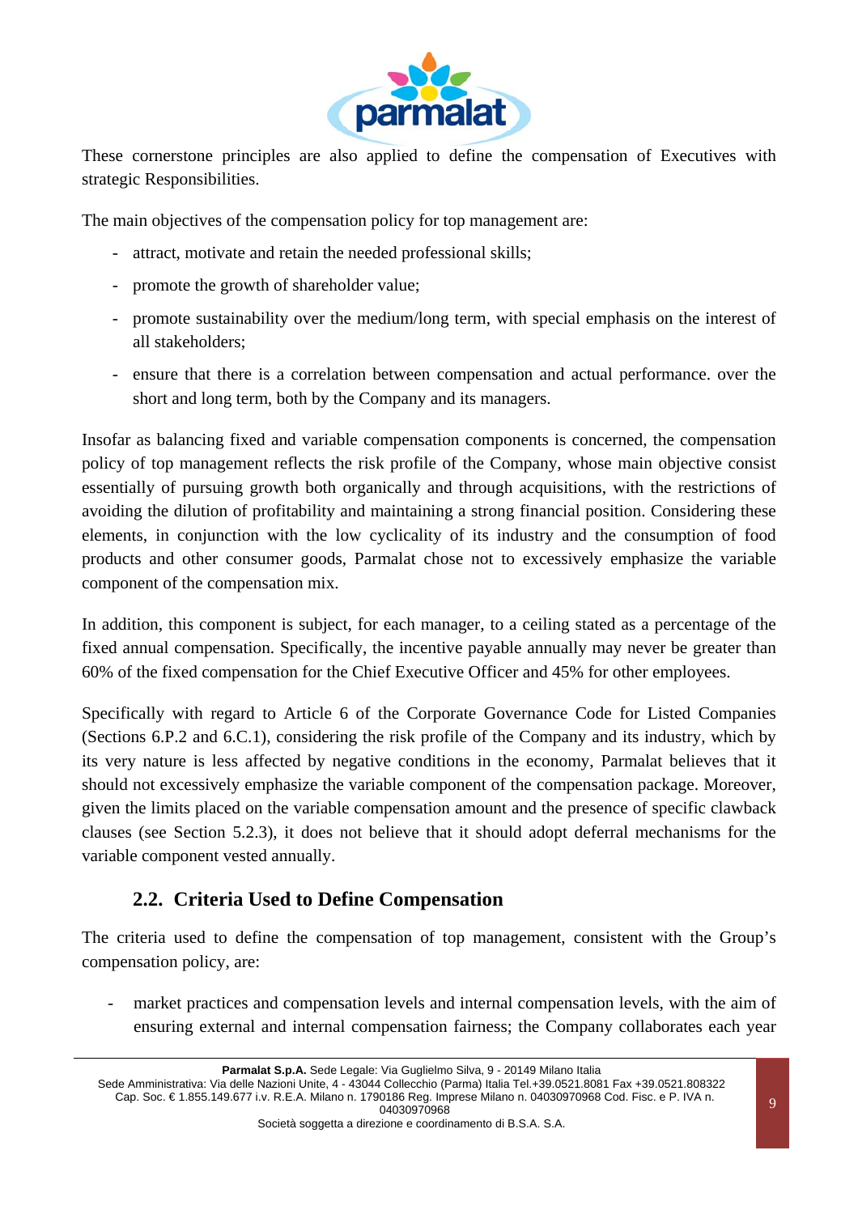These cornerstone principles are also applied to define the compensation of Executives with strategic Responsibilities.

The main objectives of the compensation policy for top management are:

- attract, motivate and retain the needed professional skills;
- promote the growth of shareholder value;
- promote sustainability over the medium/long term, with special emphasis on the interest of all stakeholders;
- ensure that there is a correlation between compensation and actual performance. over the short and long term, both by the Company and its managers.

Insofar as balancing fixed and variable compensation components is concerned, the compensation policy of top management reflects the risk profile of the Company, whose main objective consist essentially of pursuing growth both organically and through acquisitions, with the restrictions of avoiding the dilution of profitability and maintaining a strong financial position. Considering these elements, in conjunction with the low cyclicality of its industry and the consumption of food products and other consumer goods, Parmalat chose not to excessively emphasize the variable component of the compensation mix.

In addition, this component is subject, for each manager, to a ceiling stated as a percentage of the fixed annual compensation. Specifically, the incentive payable annually may never be greater than 60% of the fixed compensation for the Chief Executive Officer and 45% for other employees.

Specifically with regard to Article 6 of the Corporate Governance Code for Listed Companies (Sections 6.P.2 and 6.C.1), considering the risk profile of the Company and its industry, which by its very nature is less affected by negative conditions in the economy, Parmalat believes that it should not excessively emphasize the variable component of the compensation package. Moreover, given the limits placed on the variable compensation amount and the presence of specific clawback clauses (see Section 5.2.3), it does not believe that it should adopt deferral mechanisms for the variable component vested annually.

## 2.2. Criteria Used to Define Compensation

The criteria used to define the compensation of top management, consistent with the Group's compensation policy, are:

- market practices and compensation levels and internal compensation levels, with the aim of ensuring external and internal compensation fairness; the Company collaborates each year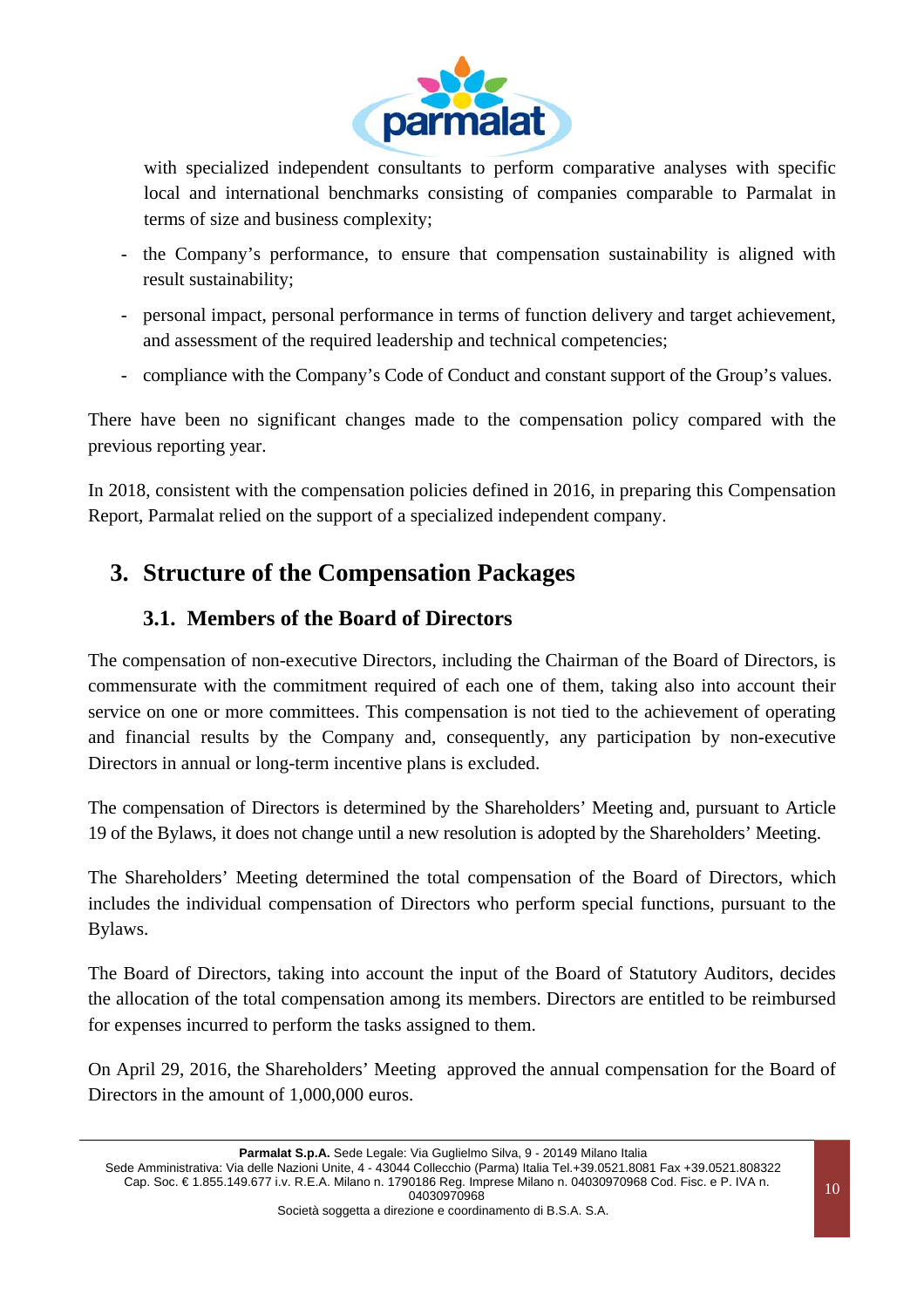with specialized independent consultants to perform comparative analyses with specific local and international benchmarks consisting of companies comparable to Parmalat in terms of size and business complexity;

- the Company's performance, to ensure that compensation sustainability is aligned with result sustainability;
- personal impact, personal performance in terms of function delivery and target achievement, and assessment of the required leadership and technical competencies;
- compliance with the Company's Code of Conduct and constant support of the Group's values.

There have been no significant changes made to the compensation policy compared with the previous reporting year.

In 2018, consistent with the compensation policies defined in 2016, in preparing this Compensation Report, Parmalat relied on the support of a specialized independent company.

## 3. Structure of the Compensation Packages

### 3.1. Members of the Board of Directors

The compensation of non-executive Directors, including the Chairman of the Board of Directors, is commensurate with the commitment required of each one of them, taking also into account their service on one or more committees. This compensation is not tied to the achievement of operating and financial results by the Company and, consequently, any participation by non-executive Directors in annual or long-term incentive plans is excluded.

The compensation of Directors is determined by the Shareholders' Meeting and, pursuant to Article 19 of the Bylaws, it does not change until a new resolution is adopted by the Shareholders' Meeting.

The Shareholders' Meeting determined the total compensation of the Board of Directors, which includes the individual compensation of Directors who perform special functions, pursuant to the Bylaws.

The Board of Directors, taking into account the input of the Board of Statutory Auditors, decides the allocation of the total compensation among its members. Directors are entitled to be reimbursed for expenses incurred to perform the tasks assigned to them.

On April 29, 2016, the Shareholders' Meeting approved the annual compensation for the Board of Directors in the amount of 1,000,000 euros.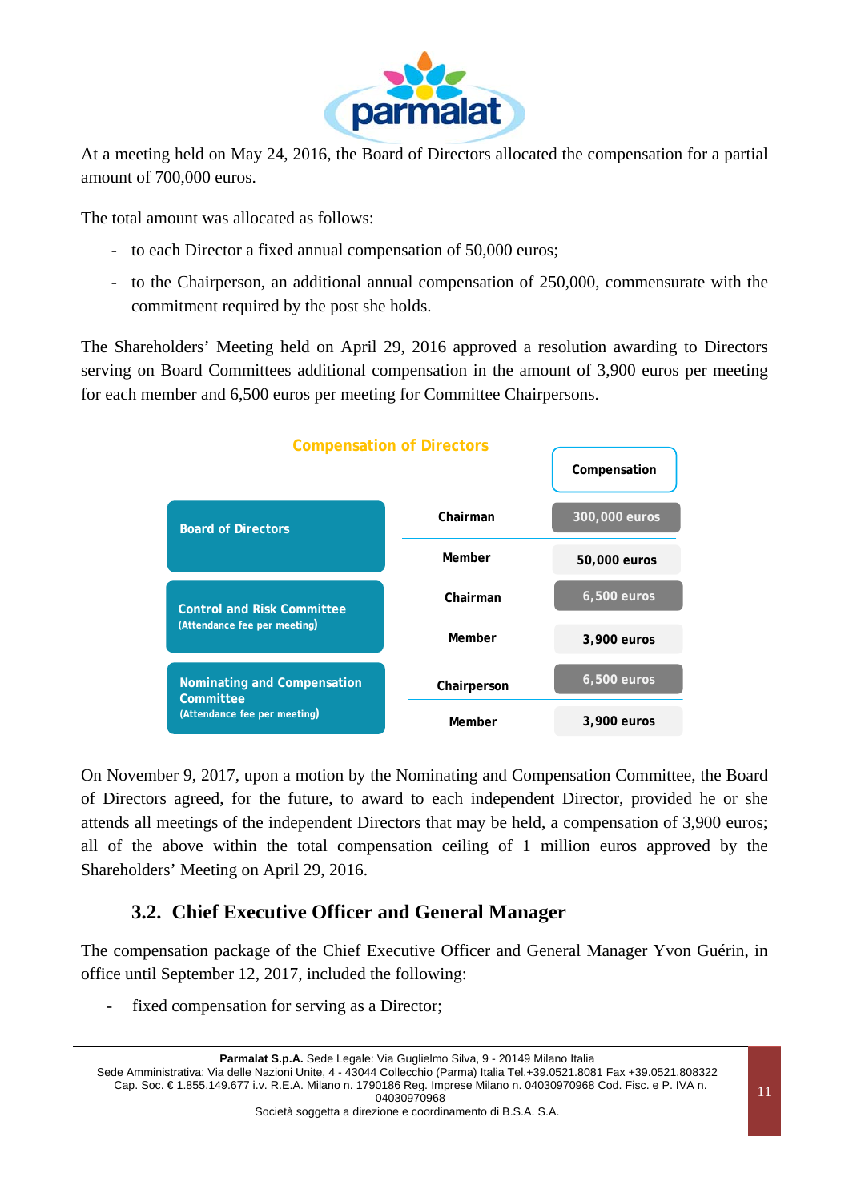At a meeting held on May 24, 2016, the Board of Directors allocated the compensation for a partial amount of 700,000 euros.

The total amount was allocated as follows:

- to each Director a fixed annual compensation of 50,000 euros;
- to the Chairperson, an additional annual compensation of 250,000, commensurate with the commitment required by the post she holds.

The Shareholders' Meeting held on April 29, 2016 approved a resolution awarding to Directors serving on Board Committees additional compensation in the amount of 3,900 euros per meeting for each member and 6,500 euros per meeting for Committee Chairpersons.

**Compensation of Directors**

| | | Compensation |
|---|---|---|
| Board of Directors | Chairman | 300,000 euros |
| | Member | 50,000 euros |
| Control and Risk Committee (Attendance fee per meeting) | Chairman | 6,500 euros |
| | Member | 3,900 euros |
| Nominating and Compensation Committee (Attendance fee per meeting) | Chairperson | 6,500 euros |
| | Member | 3,900 euros |

On November 9, 2017, upon a motion by the Nominating and Compensation Committee, the Board of Directors agreed, for the future, to award to each independent Director, provided he or she attends all meetings of the independent Directors that may be held, a compensation of 3,900 euros; all of the above within the total compensation ceiling of 1 million euros approved by the Shareholders' Meeting on April 29, 2016.

## 3.2. Chief Executive Officer and General Manager

The compensation package of the Chief Executive Officer and General Manager Yvon Guérin, in office until September 12, 2017, included the following:

- fixed compensation for serving as a Director;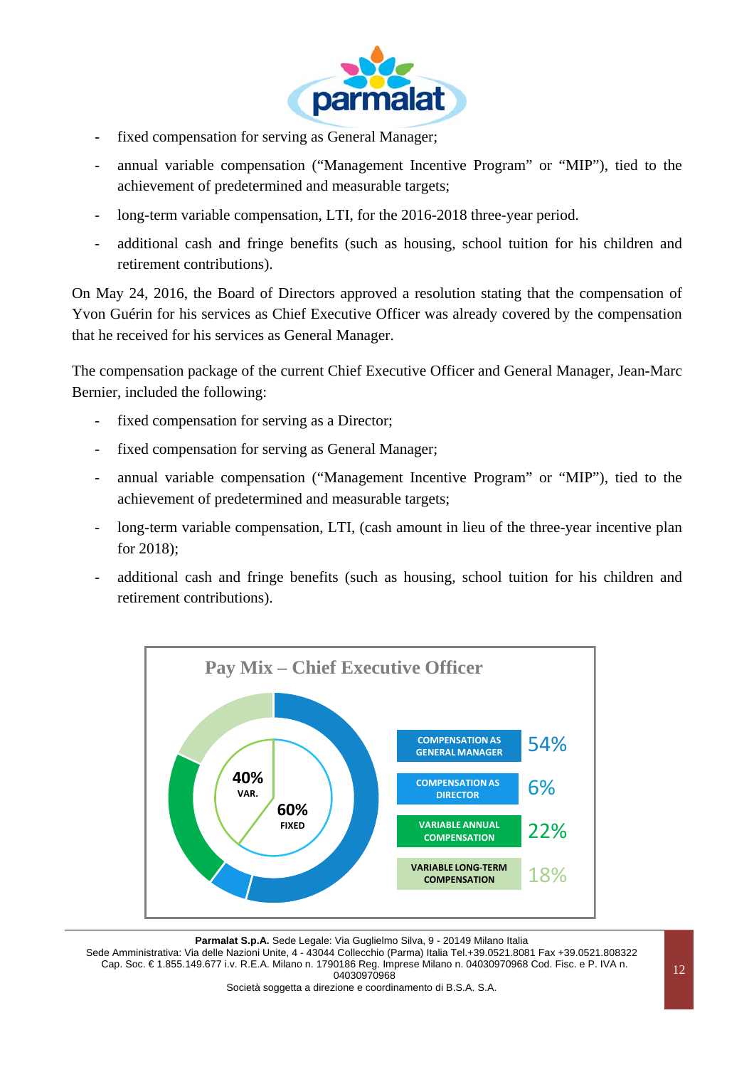- fixed compensation for serving as General Manager;
- annual variable compensation ("Management Incentive Program" or "MIP"), tied to the achievement of predetermined and measurable targets;
- long-term variable compensation, LTI, for the 2016-2018 three-year period.
- additional cash and fringe benefits (such as housing, school tuition for his children and retirement contributions).

On May 24, 2016, the Board of Directors approved a resolution stating that the compensation of Yvon Guérin for his services as Chief Executive Officer was already covered by the compensation that he received for his services as General Manager.

The compensation package of the current Chief Executive Officer and General Manager, Jean-Marc Bernier, included the following:

- fixed compensation for serving as a Director;
- fixed compensation for serving as General Manager;
- annual variable compensation ("Management Incentive Program" or "MIP"), tied to the achievement of predetermined and measurable targets;
- long-term variable compensation, LTI, (cash amount in lieu of the three-year incentive plan for 2018);
- additional cash and fringe benefits (such as housing, school tuition for his children and retirement contributions).

**Pay Mix – Chief Executive Officer**

40% VAR.
60% FIXED

| Component | % |
|---|---|
| COMPENSATION AS GENERAL MANAGER | 54% |
| COMPENSATION AS DIRECTOR | 6% |
| VARIABLE ANNUAL COMPENSATION | 22% |
| VARIABLE LONG-TERM COMPENSATION | 18% |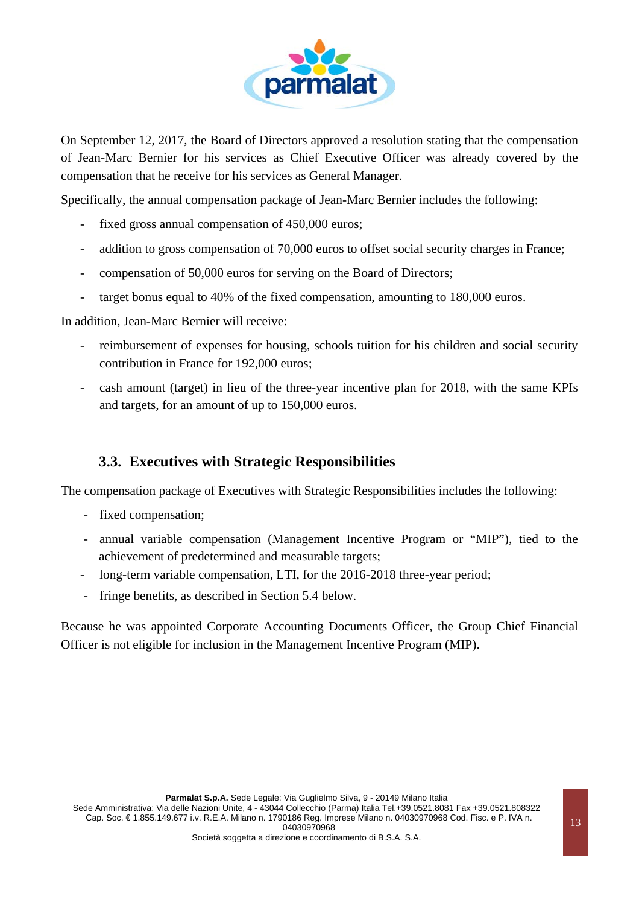On September 12, 2017, the Board of Directors approved a resolution stating that the compensation of Jean-Marc Bernier for his services as Chief Executive Officer was already covered by the compensation that he receive for his services as General Manager.

Specifically, the annual compensation package of Jean-Marc Bernier includes the following:

- fixed gross annual compensation of 450,000 euros;
- addition to gross compensation of 70,000 euros to offset social security charges in France;
- compensation of 50,000 euros for serving on the Board of Directors;
- target bonus equal to 40% of the fixed compensation, amounting to 180,000 euros.

In addition, Jean-Marc Bernier will receive:

- reimbursement of expenses for housing, schools tuition for his children and social security contribution in France for 192,000 euros;
- cash amount (target) in lieu of the three-year incentive plan for 2018, with the same KPIs and targets, for an amount of up to 150,000 euros.

### 3.3. Executives with Strategic Responsibilities

The compensation package of Executives with Strategic Responsibilities includes the following:

- fixed compensation;
- annual variable compensation (Management Incentive Program or "MIP"), tied to the achievement of predetermined and measurable targets;
- long-term variable compensation, LTI, for the 2016-2018 three-year period;
- fringe benefits, as described in Section 5.4 below.

Because he was appointed Corporate Accounting Documents Officer, the Group Chief Financial Officer is not eligible for inclusion in the Management Incentive Program (MIP).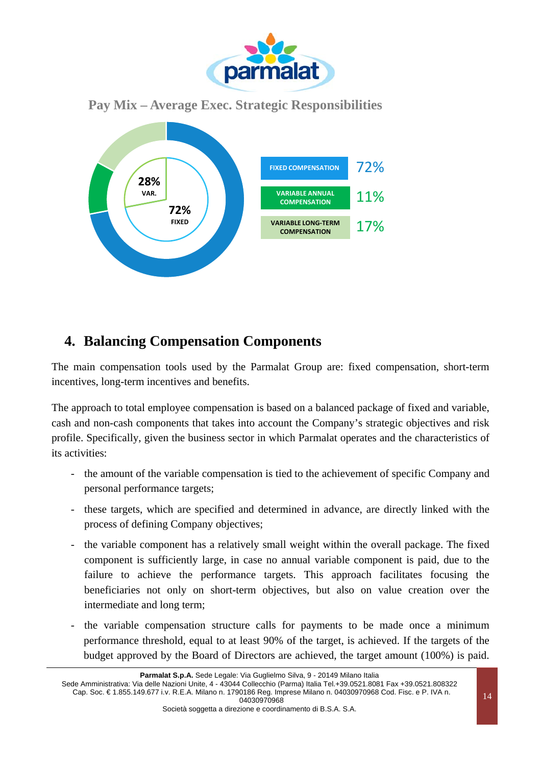Pay Mix – Average Exec. Strategic Responsibilities

| Component | % |
| --- | --- |
| FIXED COMPENSATION | 72% |
| VARIABLE ANNUAL COMPENSATION | 11% |
| VARIABLE LONG-TERM COMPENSATION | 17% |

28% VAR.

72% FIXED

## 4. Balancing Compensation Components

The main compensation tools used by the Parmalat Group are: fixed compensation, short-term incentives, long-term incentives and benefits.

The approach to total employee compensation is based on a balanced package of fixed and variable, cash and non-cash components that takes into account the Company's strategic objectives and risk profile. Specifically, given the business sector in which Parmalat operates and the characteristics of its activities:

- the amount of the variable compensation is tied to the achievement of specific Company and personal performance targets;
- these targets, which are specified and determined in advance, are directly linked with the process of defining Company objectives;
- the variable component has a relatively small weight within the overall package. The fixed component is sufficiently large, in case no annual variable component is paid, due to the failure to achieve the performance targets. This approach facilitates focusing the beneficiaries not only on short-term objectives, but also on value creation over the intermediate and long term;
- the variable compensation structure calls for payments to be made once a minimum performance threshold, equal to at least 90% of the target, is achieved. If the targets of the budget approved by the Board of Directors are achieved, the target amount (100%) is paid.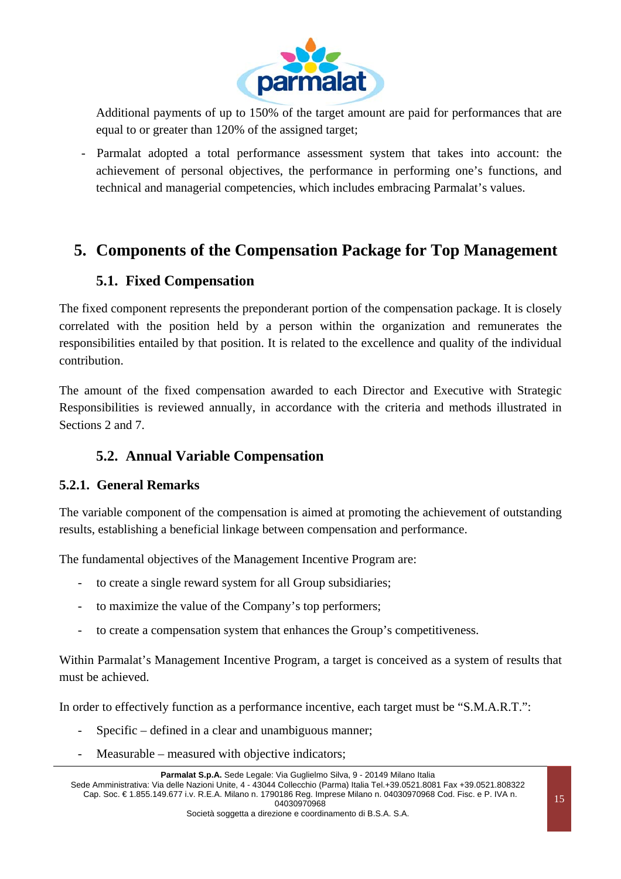Additional payments of up to 150% of the target amount are paid for performances that are equal to or greater than 120% of the assigned target;

- Parmalat adopted a total performance assessment system that takes into account: the achievement of personal objectives, the performance in performing one's functions, and technical and managerial competencies, which includes embracing Parmalat's values.

# 5. Components of the Compensation Package for Top Management

## 5.1. Fixed Compensation

The fixed component represents the preponderant portion of the compensation package. It is closely correlated with the position held by a person within the organization and remunerates the responsibilities entailed by that position. It is related to the excellence and quality of the individual contribution.

The amount of the fixed compensation awarded to each Director and Executive with Strategic Responsibilities is reviewed annually, in accordance with the criteria and methods illustrated in Sections 2 and 7.

## 5.2. Annual Variable Compensation

### 5.2.1. General Remarks

The variable component of the compensation is aimed at promoting the achievement of outstanding results, establishing a beneficial linkage between compensation and performance.

The fundamental objectives of the Management Incentive Program are:

- to create a single reward system for all Group subsidiaries;
- to maximize the value of the Company's top performers;
- to create a compensation system that enhances the Group's competitiveness.

Within Parmalat's Management Incentive Program, a target is conceived as a system of results that must be achieved.

In order to effectively function as a performance incentive, each target must be "S.M.A.R.T.":

- Specific – defined in a clear and unambiguous manner;
- Measurable – measured with objective indicators;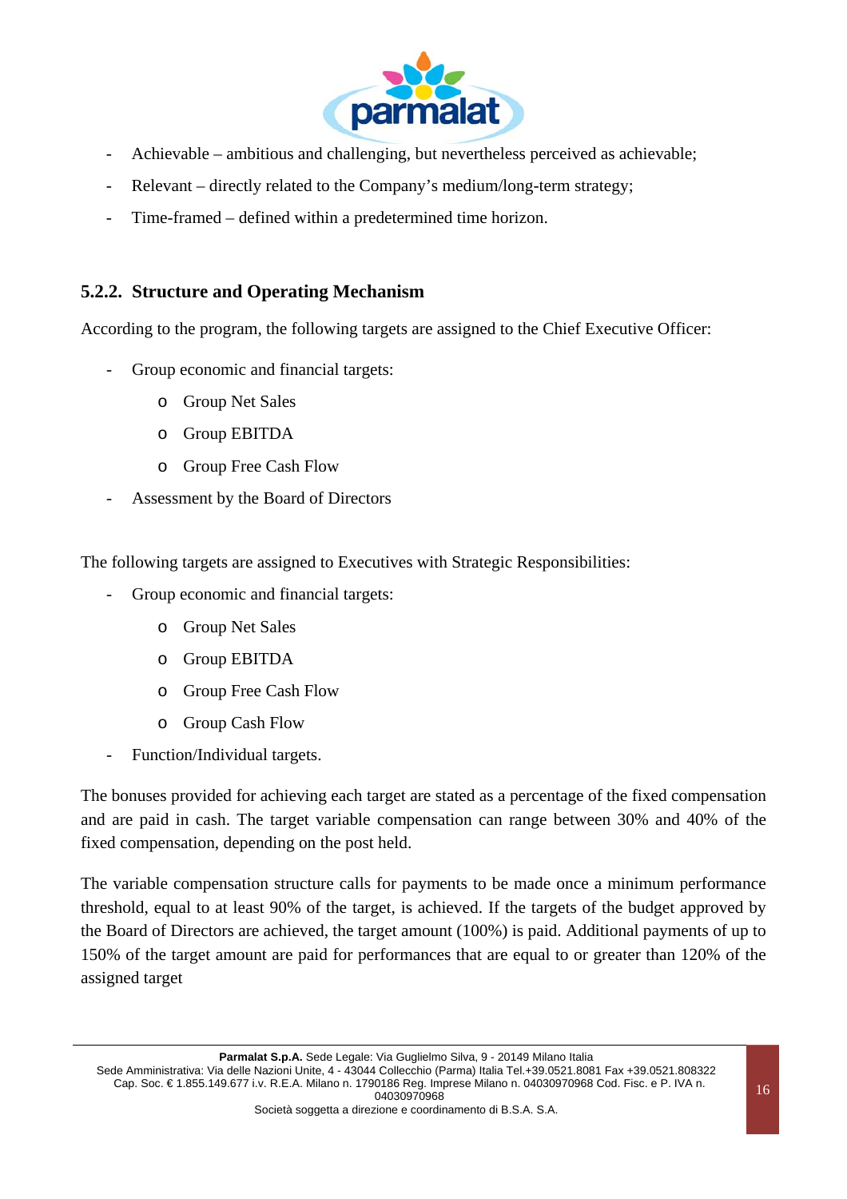- Achievable – ambitious and challenging, but nevertheless perceived as achievable;
- Relevant – directly related to the Company's medium/long-term strategy;
- Time-framed – defined within a predetermined time horizon.

### 5.2.2. Structure and Operating Mechanism

According to the program, the following targets are assigned to the Chief Executive Officer:

- Group economic and financial targets:
  - Group Net Sales
  - Group EBITDA
  - Group Free Cash Flow
- Assessment by the Board of Directors

The following targets are assigned to Executives with Strategic Responsibilities:

- Group economic and financial targets:
  - Group Net Sales
  - Group EBITDA
  - Group Free Cash Flow
  - Group Cash Flow
- Function/Individual targets.

The bonuses provided for achieving each target are stated as a percentage of the fixed compensation and are paid in cash. The target variable compensation can range between 30% and 40% of the fixed compensation, depending on the post held.

The variable compensation structure calls for payments to be made once a minimum performance threshold, equal to at least 90% of the target, is achieved. If the targets of the budget approved by the Board of Directors are achieved, the target amount (100%) is paid. Additional payments of up to 150% of the target amount are paid for performances that are equal to or greater than 120% of the assigned target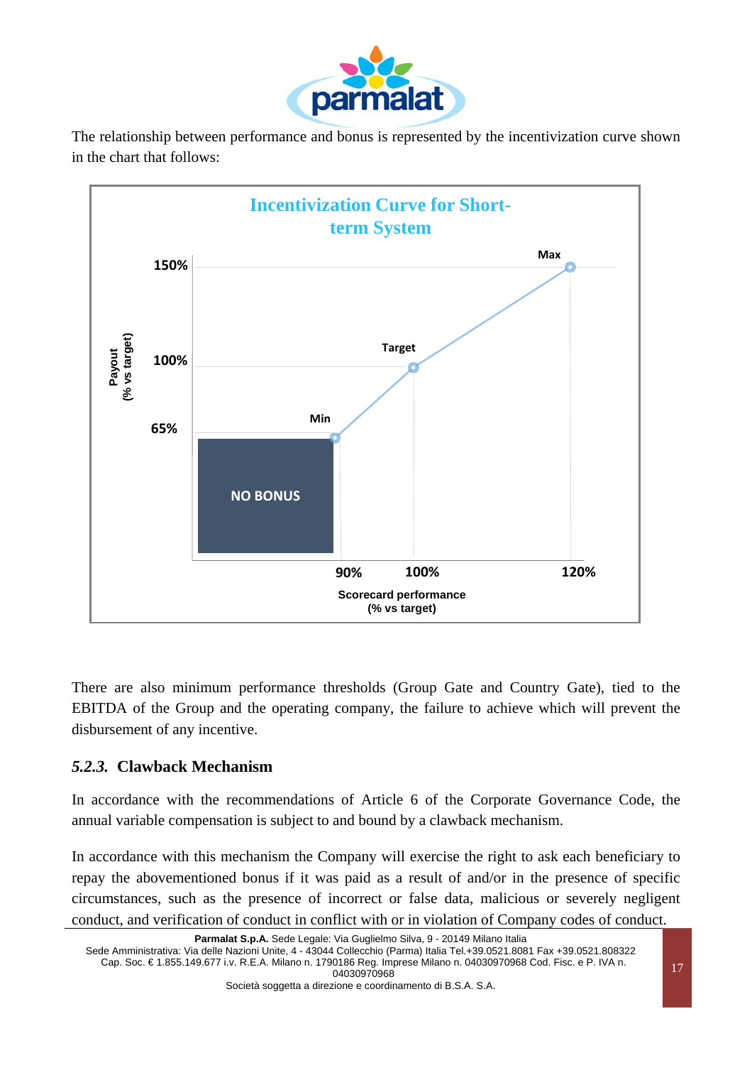The relationship between performance and bonus is represented by the incentivization curve shown in the chart that follows:

**Incentivization Curve for Short-term System**

Payout (% vs target): 150% (Max), 100% (Target), 65% (Min)

NO BONUS

Scorecard performance (% vs target): 90%, 100%, 120%

There are also minimum performance thresholds (Group Gate and Country Gate), tied to the EBITDA of the Group and the operating company, the failure to achieve which will prevent the disbursement of any incentive.

### *5.2.3.* Clawback Mechanism

In accordance with the recommendations of Article 6 of the Corporate Governance Code, the annual variable compensation is subject to and bound by a clawback mechanism.

In accordance with this mechanism the Company will exercise the right to ask each beneficiary to repay the abovementioned bonus if it was paid as a result of and/or in the presence of specific circumstances, such as the presence of incorrect or false data, malicious or severely negligent conduct, and verification of conduct in conflict with or in violation of Company codes of conduct.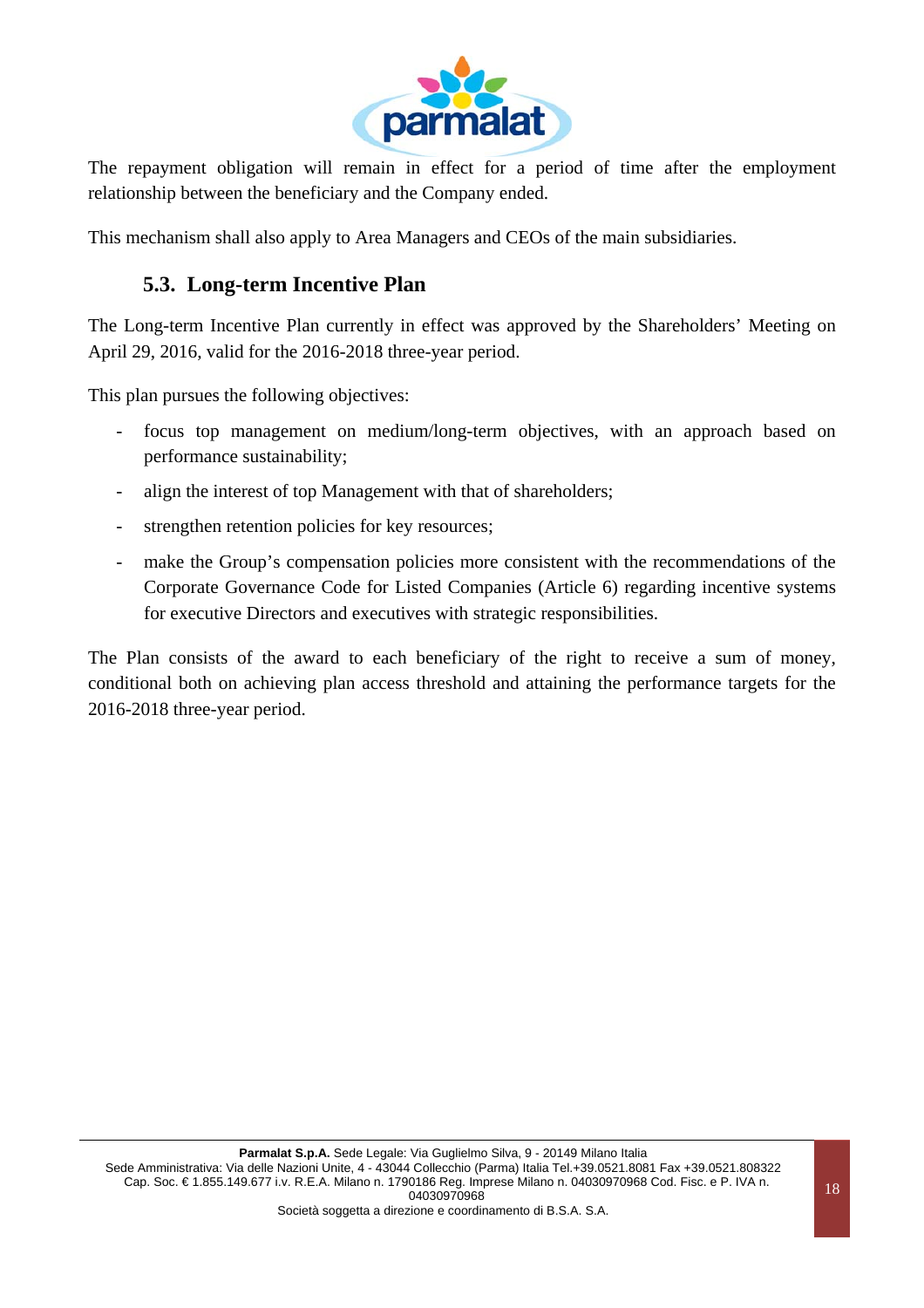The repayment obligation will remain in effect for a period of time after the employment relationship between the beneficiary and the Company ended.

This mechanism shall also apply to Area Managers and CEOs of the main subsidiaries.

### 5.3. Long-term Incentive Plan

The Long-term Incentive Plan currently in effect was approved by the Shareholders' Meeting on April 29, 2016, valid for the 2016-2018 three-year period.

This plan pursues the following objectives:

- focus top management on medium/long-term objectives, with an approach based on performance sustainability;
- align the interest of top Management with that of shareholders;
- strengthen retention policies for key resources;
- make the Group's compensation policies more consistent with the recommendations of the Corporate Governance Code for Listed Companies (Article 6) regarding incentive systems for executive Directors and executives with strategic responsibilities.

The Plan consists of the award to each beneficiary of the right to receive a sum of money, conditional both on achieving plan access threshold and attaining the performance targets for the 2016-2018 three-year period.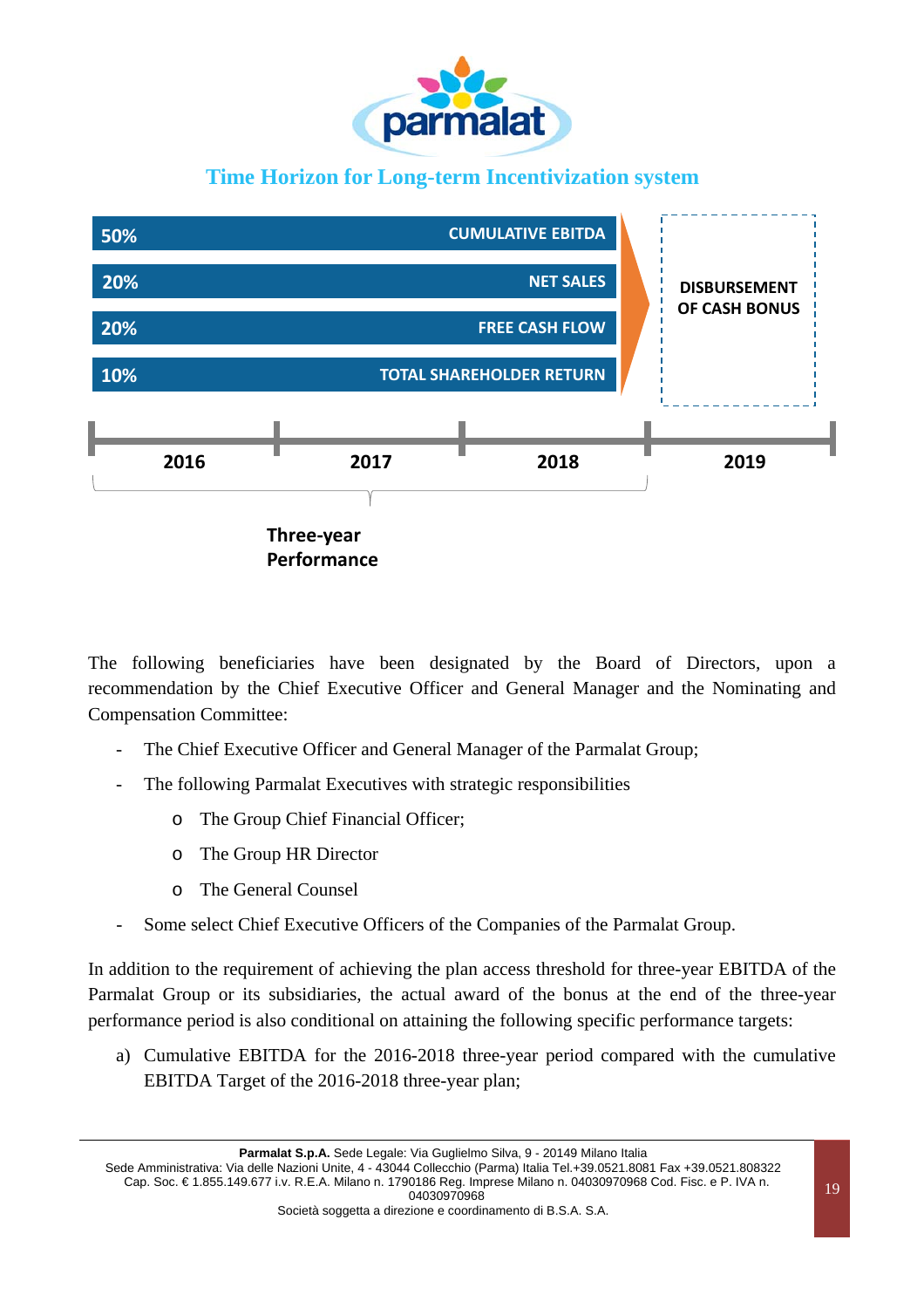## Time Horizon for Long-term Incentivization system

| Weight | Performance metric |
|---|---|
| 50% | CUMULATIVE EBITDA |
| 20% | NET SALES |
| 20% | FREE CASH FLOW |
| 10% | TOTAL SHAREHOLDER RETURN |

DISBURSEMENT OF CASH BONUS

2016 | 2017 | 2018 | 2019

Three-year Performance

The following beneficiaries have been designated by the Board of Directors, upon a recommendation by the Chief Executive Officer and General Manager and the Nominating and Compensation Committee:

- The Chief Executive Officer and General Manager of the Parmalat Group;
- The following Parmalat Executives with strategic responsibilities
  - The Group Chief Financial Officer;
  - The Group HR Director
  - The General Counsel
- Some select Chief Executive Officers of the Companies of the Parmalat Group.

In addition to the requirement of achieving the plan access threshold for three-year EBITDA of the Parmalat Group or its subsidiaries, the actual award of the bonus at the end of the three-year performance period is also conditional on attaining the following specific performance targets:

a) Cumulative EBITDA for the 2016-2018 three-year period compared with the cumulative EBITDA Target of the 2016-2018 three-year plan;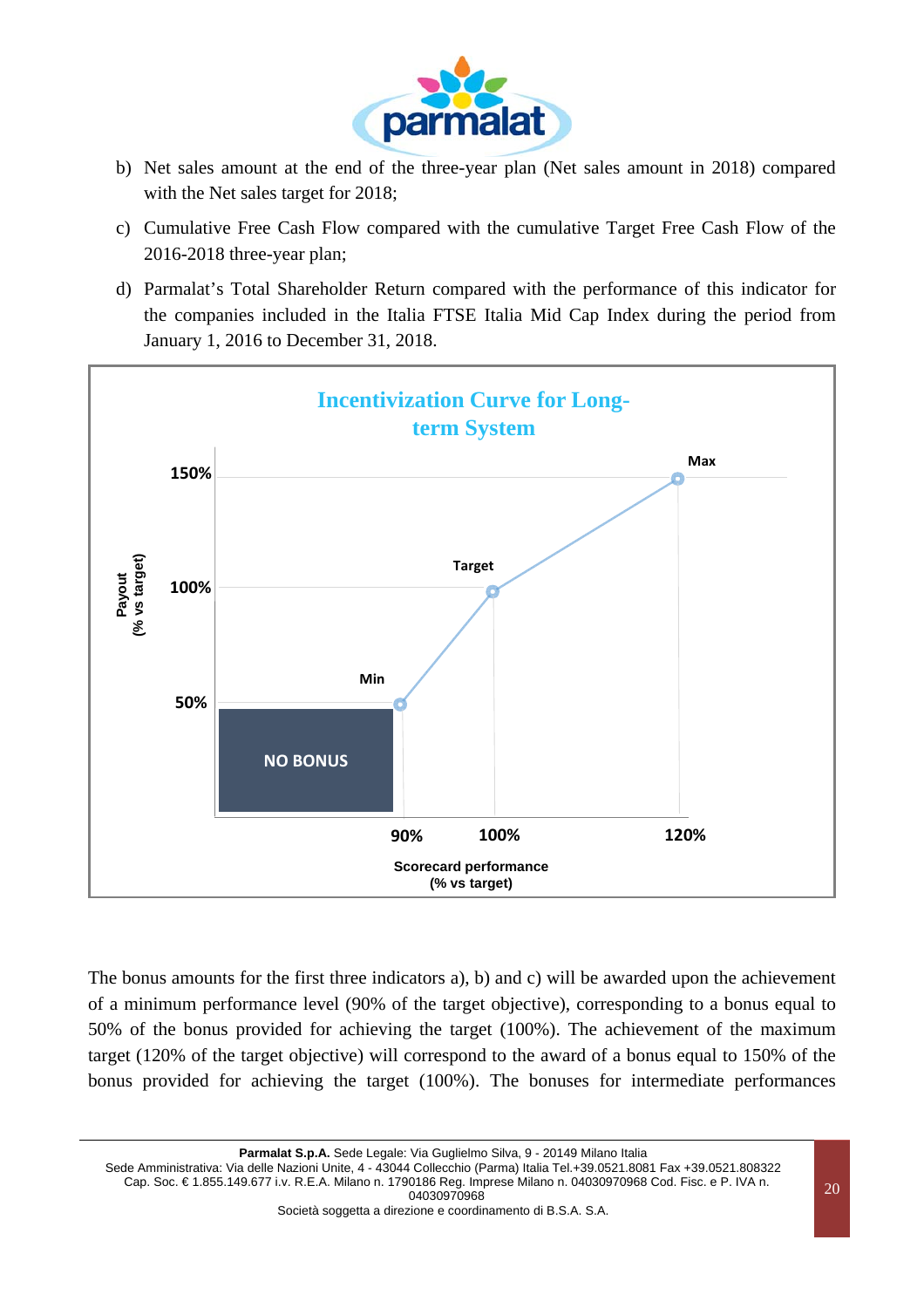b) Net sales amount at the end of the three-year plan (Net sales amount in 2018) compared with the Net sales target for 2018;

c) Cumulative Free Cash Flow compared with the cumulative Target Free Cash Flow of the 2016-2018 three-year plan;

d) Parmalat's Total Shareholder Return compared with the performance of this indicator for the companies included in the Italia FTSE Italia Mid Cap Index during the period from January 1, 2016 to December 31, 2018.

**Incentivization Curve for Long-term System**

| Scorecard performance (% vs target) | Payout (% vs target) | |
|---|---|---|
| < 90% | NO BONUS | |
| 90% | 50% | Min |
| 100% | 100% | Target |
| 120% | 150% | Max |

The bonus amounts for the first three indicators a), b) and c) will be awarded upon the achievement of a minimum performance level (90% of the target objective), corresponding to a bonus equal to 50% of the bonus provided for achieving the target (100%). The achievement of the maximum target (120% of the target objective) will correspond to the award of a bonus equal to 150% of the bonus provided for achieving the target (100%). The bonuses for intermediate performances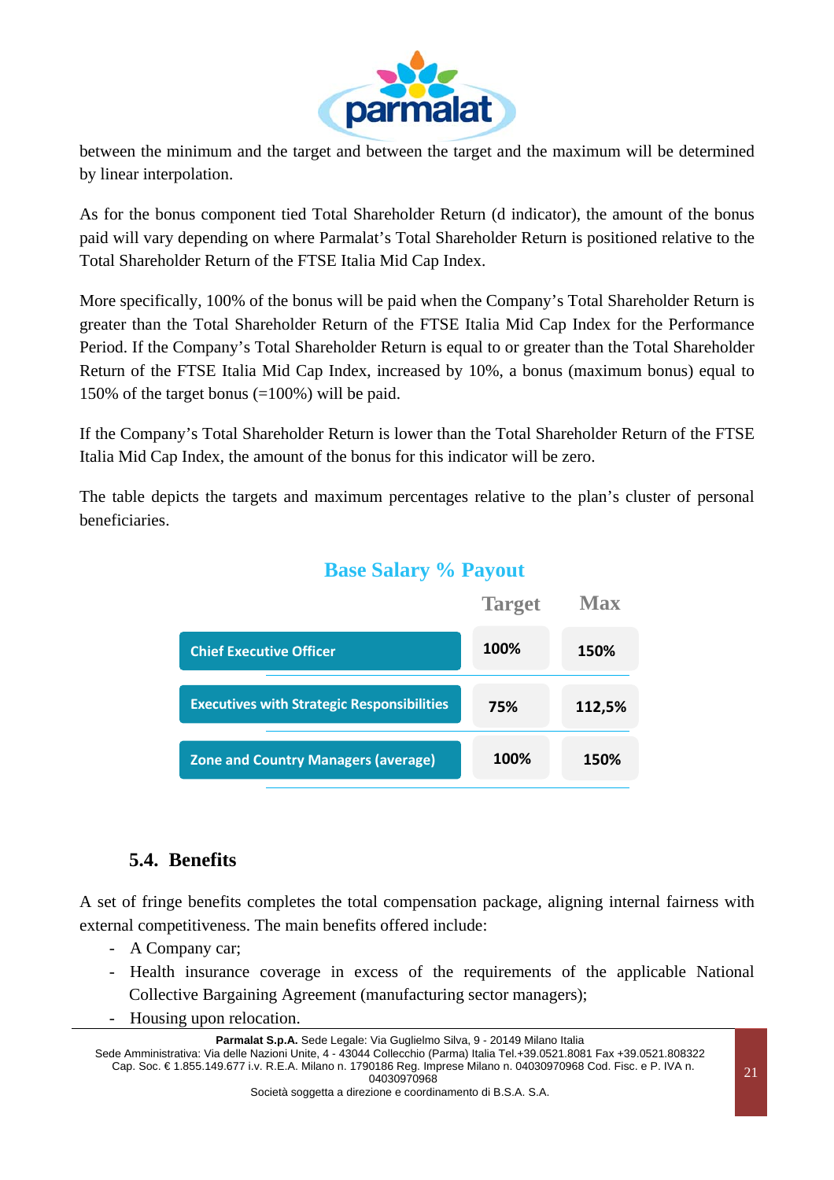between the minimum and the target and between the target and the maximum will be determined by linear interpolation.

As for the bonus component tied Total Shareholder Return (d indicator), the amount of the bonus paid will vary depending on where Parmalat's Total Shareholder Return is positioned relative to the Total Shareholder Return of the FTSE Italia Mid Cap Index.

More specifically, 100% of the bonus will be paid when the Company's Total Shareholder Return is greater than the Total Shareholder Return of the FTSE Italia Mid Cap Index for the Performance Period. If the Company's Total Shareholder Return is equal to or greater than the Total Shareholder Return of the FTSE Italia Mid Cap Index, increased by 10%, a bonus (maximum bonus) equal to 150% of the target bonus (=100%) will be paid.

If the Company's Total Shareholder Return is lower than the Total Shareholder Return of the FTSE Italia Mid Cap Index, the amount of the bonus for this indicator will be zero.

The table depicts the targets and maximum percentages relative to the plan's cluster of personal beneficiaries.

**Base Salary % Payout**

| | Target | Max |
|---|---|---|
| Chief Executive Officer | 100% | 150% |
| Executives with Strategic Responsibilities | 75% | 112,5% |
| Zone and Country Managers (average) | 100% | 150% |

### 5.4. Benefits

A set of fringe benefits completes the total compensation package, aligning internal fairness with external competitiveness. The main benefits offered include:

- A Company car;
- Health insurance coverage in excess of the requirements of the applicable National Collective Bargaining Agreement (manufacturing sector managers);
- Housing upon relocation.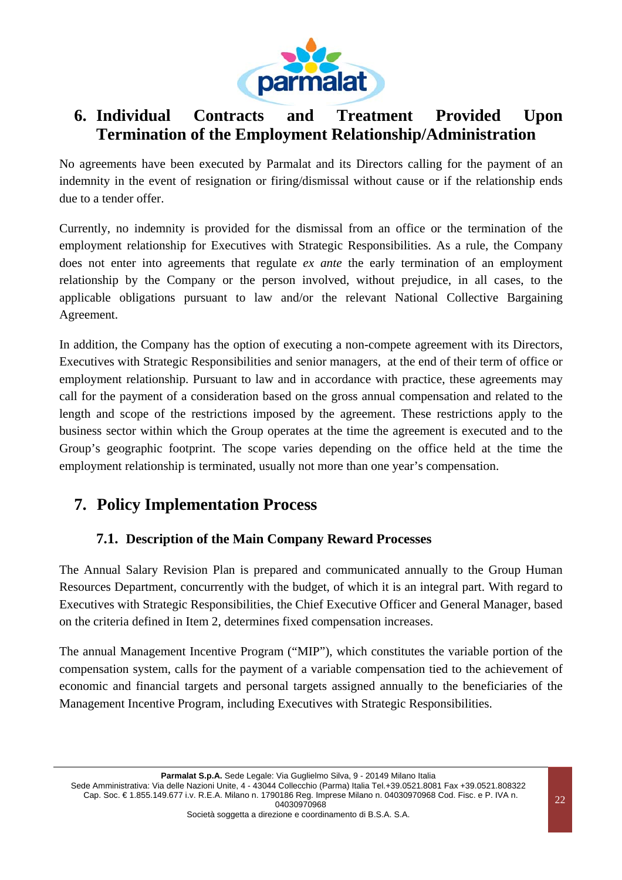## 6. Individual Contracts and Treatment Provided Upon Termination of the Employment Relationship/Administration

No agreements have been executed by Parmalat and its Directors calling for the payment of an indemnity in the event of resignation or firing/dismissal without cause or if the relationship ends due to a tender offer.

Currently, no indemnity is provided for the dismissal from an office or the termination of the employment relationship for Executives with Strategic Responsibilities. As a rule, the Company does not enter into agreements that regulate *ex ante* the early termination of an employment relationship by the Company or the person involved, without prejudice, in all cases, to the applicable obligations pursuant to law and/or the relevant National Collective Bargaining Agreement.

In addition, the Company has the option of executing a non-compete agreement with its Directors, Executives with Strategic Responsibilities and senior managers, at the end of their term of office or employment relationship. Pursuant to law and in accordance with practice, these agreements may call for the payment of a consideration based on the gross annual compensation and related to the length and scope of the restrictions imposed by the agreement. These restrictions apply to the business sector within which the Group operates at the time the agreement is executed and to the Group's geographic footprint. The scope varies depending on the office held at the time the employment relationship is terminated, usually not more than one year's compensation.

## 7. Policy Implementation Process

### 7.1. Description of the Main Company Reward Processes

The Annual Salary Revision Plan is prepared and communicated annually to the Group Human Resources Department, concurrently with the budget, of which it is an integral part. With regard to Executives with Strategic Responsibilities, the Chief Executive Officer and General Manager, based on the criteria defined in Item 2, determines fixed compensation increases.

The annual Management Incentive Program ("MIP"), which constitutes the variable portion of the compensation system, calls for the payment of a variable compensation tied to the achievement of economic and financial targets and personal targets assigned annually to the beneficiaries of the Management Incentive Program, including Executives with Strategic Responsibilities.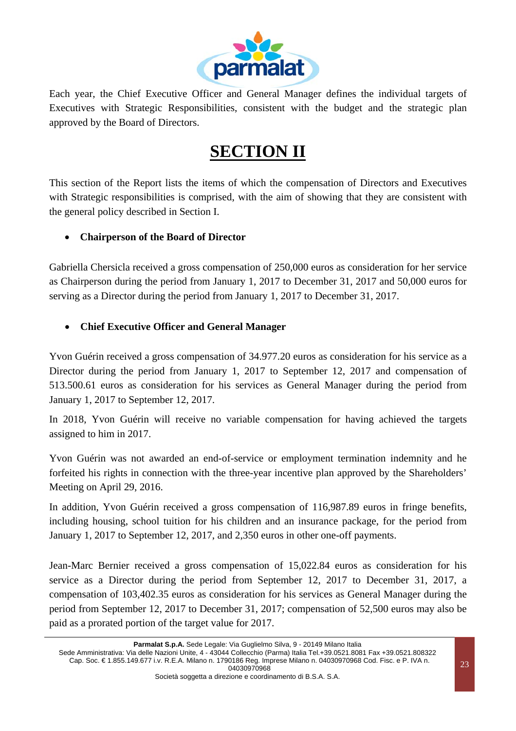Each year, the Chief Executive Officer and General Manager defines the individual targets of Executives with Strategic Responsibilities, consistent with the budget and the strategic plan approved by the Board of Directors.

# SECTION II

This section of the Report lists the items of which the compensation of Directors and Executives with Strategic responsibilities is comprised, with the aim of showing that they are consistent with the general policy described in Section I.

- **Chairperson of the Board of Director**

Gabriella Chersicla received a gross compensation of 250,000 euros as consideration for her service as Chairperson during the period from January 1, 2017 to December 31, 2017 and 50,000 euros for serving as a Director during the period from January 1, 2017 to December 31, 2017.

- **Chief Executive Officer and General Manager**

Yvon Guérin received a gross compensation of 34.977.20 euros as consideration for his service as a Director during the period from January 1, 2017 to September 12, 2017 and compensation of 513.500.61 euros as consideration for his services as General Manager during the period from January 1, 2017 to September 12, 2017.

In 2018, Yvon Guérin will receive no variable compensation for having achieved the targets assigned to him in 2017.

Yvon Guérin was not awarded an end-of-service or employment termination indemnity and he forfeited his rights in connection with the three-year incentive plan approved by the Shareholders' Meeting on April 29, 2016.

In addition, Yvon Guérin received a gross compensation of 116,987.89 euros in fringe benefits, including housing, school tuition for his children and an insurance package, for the period from January 1, 2017 to September 12, 2017, and 2,350 euros in other one-off payments.

Jean-Marc Bernier received a gross compensation of 15,022.84 euros as consideration for his service as a Director during the period from September 12, 2017 to December 31, 2017, a compensation of 103,402.35 euros as consideration for his services as General Manager during the period from September 12, 2017 to December 31, 2017; compensation of 52,500 euros may also be paid as a prorated portion of the target value for 2017.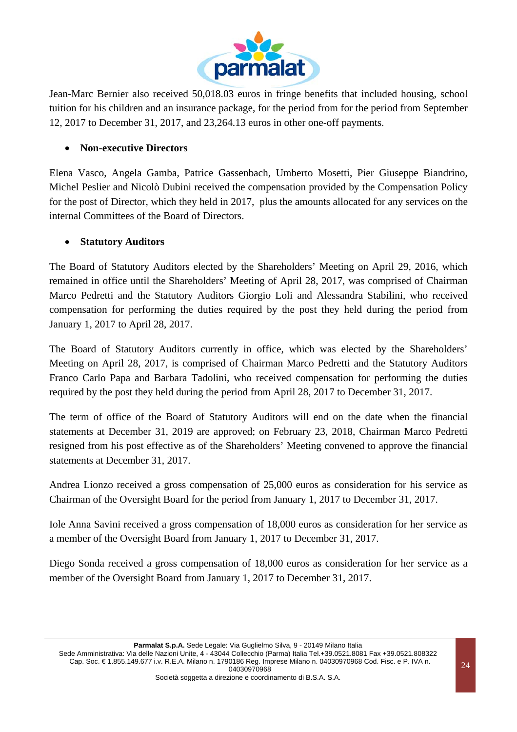Jean-Marc Bernier also received 50,018.03 euros in fringe benefits that included housing, school tuition for his children and an insurance package, for the period from for the period from September 12, 2017 to December 31, 2017, and 23,264.13 euros in other one-off payments.

- **Non-executive Directors**

Elena Vasco, Angela Gamba, Patrice Gassenbach, Umberto Mosetti, Pier Giuseppe Biandrino, Michel Peslier and Nicolò Dubini received the compensation provided by the Compensation Policy for the post of Director, which they held in 2017, plus the amounts allocated for any services on the internal Committees of the Board of Directors.

- **Statutory Auditors**

The Board of Statutory Auditors elected by the Shareholders' Meeting on April 29, 2016, which remained in office until the Shareholders' Meeting of April 28, 2017, was comprised of Chairman Marco Pedretti and the Statutory Auditors Giorgio Loli and Alessandra Stabilini, who received compensation for performing the duties required by the post they held during the period from January 1, 2017 to April 28, 2017.

The Board of Statutory Auditors currently in office, which was elected by the Shareholders' Meeting on April 28, 2017, is comprised of Chairman Marco Pedretti and the Statutory Auditors Franco Carlo Papa and Barbara Tadolini, who received compensation for performing the duties required by the post they held during the period from April 28, 2017 to December 31, 2017.

The term of office of the Board of Statutory Auditors will end on the date when the financial statements at December 31, 2019 are approved; on February 23, 2018, Chairman Marco Pedretti resigned from his post effective as of the Shareholders' Meeting convened to approve the financial statements at December 31, 2017.

Andrea Lionzo received a gross compensation of 25,000 euros as consideration for his service as Chairman of the Oversight Board for the period from January 1, 2017 to December 31, 2017.

Iole Anna Savini received a gross compensation of 18,000 euros as consideration for her service as a member of the Oversight Board from January 1, 2017 to December 31, 2017.

Diego Sonda received a gross compensation of 18,000 euros as consideration for her service as a member of the Oversight Board from January 1, 2017 to December 31, 2017.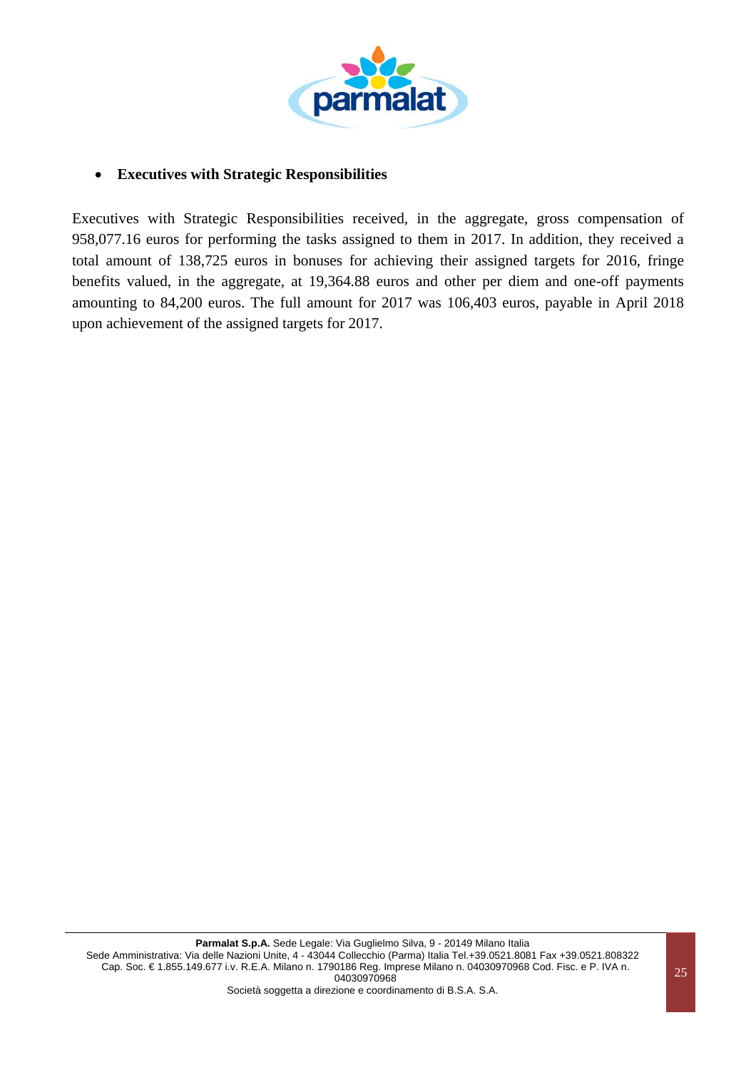- **Executives with Strategic Responsibilities**

Executives with Strategic Responsibilities received, in the aggregate, gross compensation of 958,077.16 euros for performing the tasks assigned to them in 2017. In addition, they received a total amount of 138,725 euros in bonuses for achieving their assigned targets for 2016, fringe benefits valued, in the aggregate, at 19,364.88 euros and other per diem and one-off payments amounting to 84,200 euros. The full amount for 2017 was 106,403 euros, payable in April 2018 upon achievement of the assigned targets for 2017.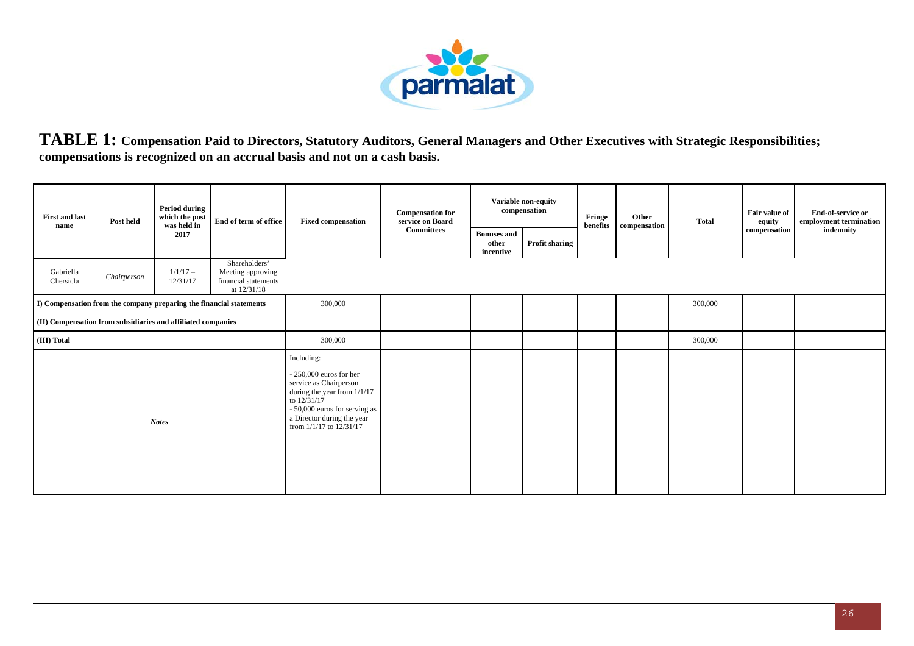**TABLE 1:** **Compensation Paid to Directors, Statutory Auditors, General Managers and Other Executives with Strategic Responsibilities; compensations is recognized on an accrual basis and not on a cash basis.**

| First and last name | Post held | Period during which the post was held in 2017 | End of term of office | Fixed compensation | Compensation for service on Board Committees | Variable non-equity compensation | | Fringe benefits | Other compensation | Total | Fair value of equity compensation | End-of-service or employment termination indemnity |
|---|---|---|---|---|---|---|---|---|---|---|---|---|
| | | | | | | Bonuses and other incentive | Profit sharing | | | | | |
| Gabriella Chersicla | *Chairperson* | 1/1/17 – 12/31/17 | Shareholders' Meeting approving financial statements at 12/31/18 | | | | | | | | | |
| I) Compensation from the company preparing the financial statements | | | | 300,000 | | | | | | 300,000 | | |
| (II) Compensation from subsidiaries and affiliated companies | | | | | | | | | | | | |
| (III) Total | | | | 300,000 | | | | | | 300,000 | | |
| *Notes* | | | | Including:<br>- 250,000 euros for her service as Chairperson during the year from 1/1/17 to 12/31/17<br>- 50,000 euros for serving as a Director during the year from 1/1/17 to 12/31/17 | | | | | | | | |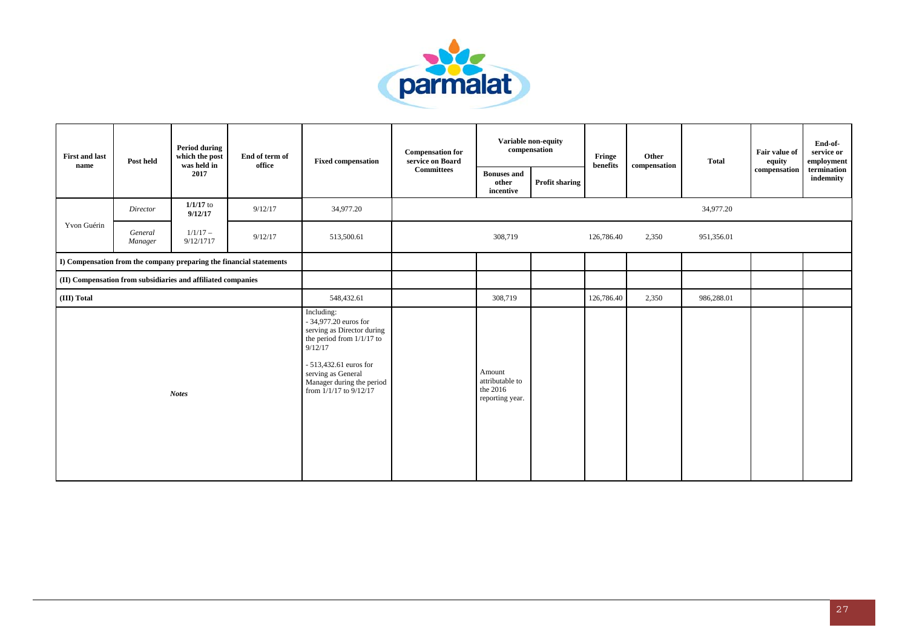| First and last name | Post held | Period during which the post was held in 2017 | End of term of office | Fixed compensation | Compensation for service on Board Committees | Variable non-equity compensation | | Fringe benefits | Other compensation | Total | Fair value of equity compensation | End-of-service or employment termination indemnity |
|---|---|---|---|---|---|---|---|---|---|---|---|---|
| | | | | | | Bonuses and other incentive | Profit sharing | | | | | |
| Yvon Guérin | *Director* | **1/1/17** to **9/12/17** | 9/12/17 | 34,977.20 | | | | | | 34,977.20 | | |
| | *General Manager* | 1/1/17 – 9/12/1717 | 9/12/17 | 513,500.61 | | 308,719 | | 126,786.40 | 2,350 | 951,356.01 | | |
| I) Compensation from the company preparing the financial statements | | | | | | | | | | | | |
| (II) Compensation from subsidiaries and affiliated companies | | | | | | | | | | | | |
| (III) Total | | | | 548,432.61 | | 308,719 | | 126,786.40 | 2,350 | 986,288.01 | | |
| *Notes* | | | | Including:<br>- 34,977.20 euros for serving as Director during the period from 1/1/17 to 9/12/17<br><br>- 513,432.61 euros for serving as General Manager during the period from 1/1/17 to 9/12/17 | | Amount attributable to the 2016 reporting year. | | | | | | |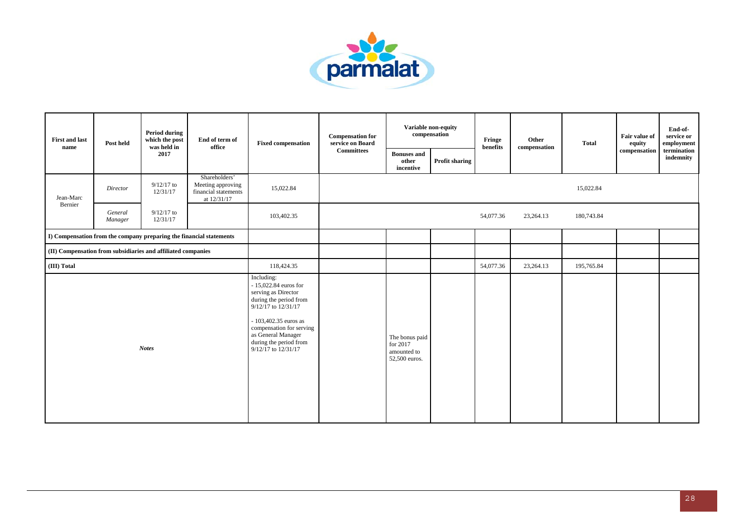| First and last name | Post held | Period during which the post was held in 2017 | End of term of office | Fixed compensation | Compensation for service on Board Committees | Variable non-equity compensation | | Fringe benefits | Other compensation | Total | Fair value of equity compensation | End-of-service or employment termination indemnity |
|---|---|---|---|---|---|---|---|---|---|---|---|---|
| | | | | | | Bonuses and other incentive | Profit sharing | | | | | |
| Jean-Marc Bernier | *Director* | 9/12/17 to 12/31/17 | Shareholders' Meeting approving financial statements at 12/31/17 | 15,022.84 | | | | | | 15,022.84 | | |
| | *General Manager* | 9/12/17 to 12/31/17 | | 103,402.35 | | | | 54,077.36 | 23,264.13 | 180,743.84 | | |
| **I) Compensation from the company preparing the financial statements** | | | | | | | | | | | | |
| **(II) Compensation from subsidiaries and affiliated companies** | | | | | | | | | | | | |
| **(III) Total** | | | | 118,424.35 | | | | 54,077.36 | 23,264.13 | 195,765.84 | | |
| ***Notes*** | | | | Including:<br>- 15,022.84 euros for serving as Director during the period from 9/12/17 to 12/31/17<br><br>- 103,402.35 euros as compensation for serving as General Manager during the period from 9/12/17 to 12/31/17 | | The bonus paid for 2017 amounted to 52,500 euros. | | | | | | |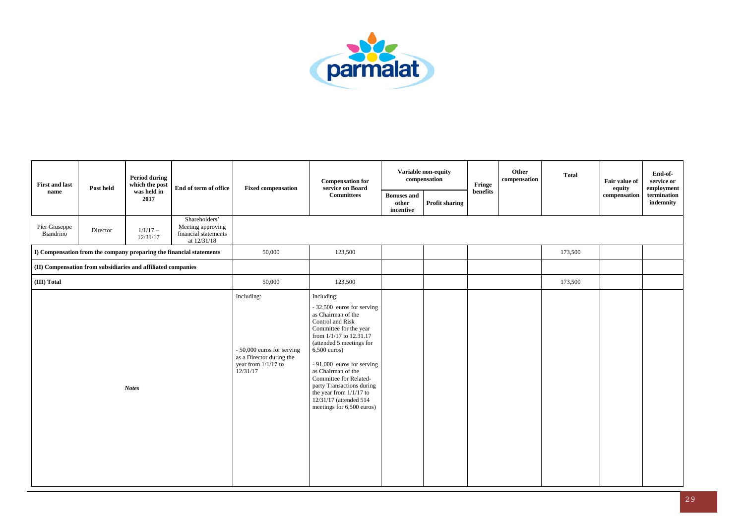| First and last name | Post held | Period during which the post was held in 2017 | End of term of office | Fixed compensation | Compensation for service on Board Committees | Variable non-equity compensation | | Fringe benefits | Other compensation | Total | Fair value of equity compensation | End-of-service or employment termination indemnity |
|---|---|---|---|---|---|---|---|---|---|---|---|---|
| | | | | | | Bonuses and other incentive | Profit sharing | | | | | |
| Pier Giuseppe Biandrino | Director | 1/1/17 – 12/31/17 | Shareholders' Meeting approving financial statements at 12/31/18 | | | | | | | | | |
| I) Compensation from the company preparing the financial statements | | | | 50,000 | 123,500 | | | | | 173,500 | | |
| (II) Compensation from subsidiaries and affiliated companies | | | | | | | | | | | | |
| (III) Total | | | | 50,000 | 123,500 | | | | | 173,500 | | |
| *Notes* | | | | Including: - 50,000 euros for serving as a Director during the year from 1/1/17 to 12/31/17 | Including: - 32,500 euros for serving as Chairman of the Control and Risk Committee for the year from 1/1/17 to 12.31.17 (attended 5 meetings for 6,500 euros) - 91,000 euros for serving as Chairman of the Committee for Related-party Transactions during the year from 1/1/17 to 12/31/17 (attended 514 meetings for 6,500 euros) | | | | | | | |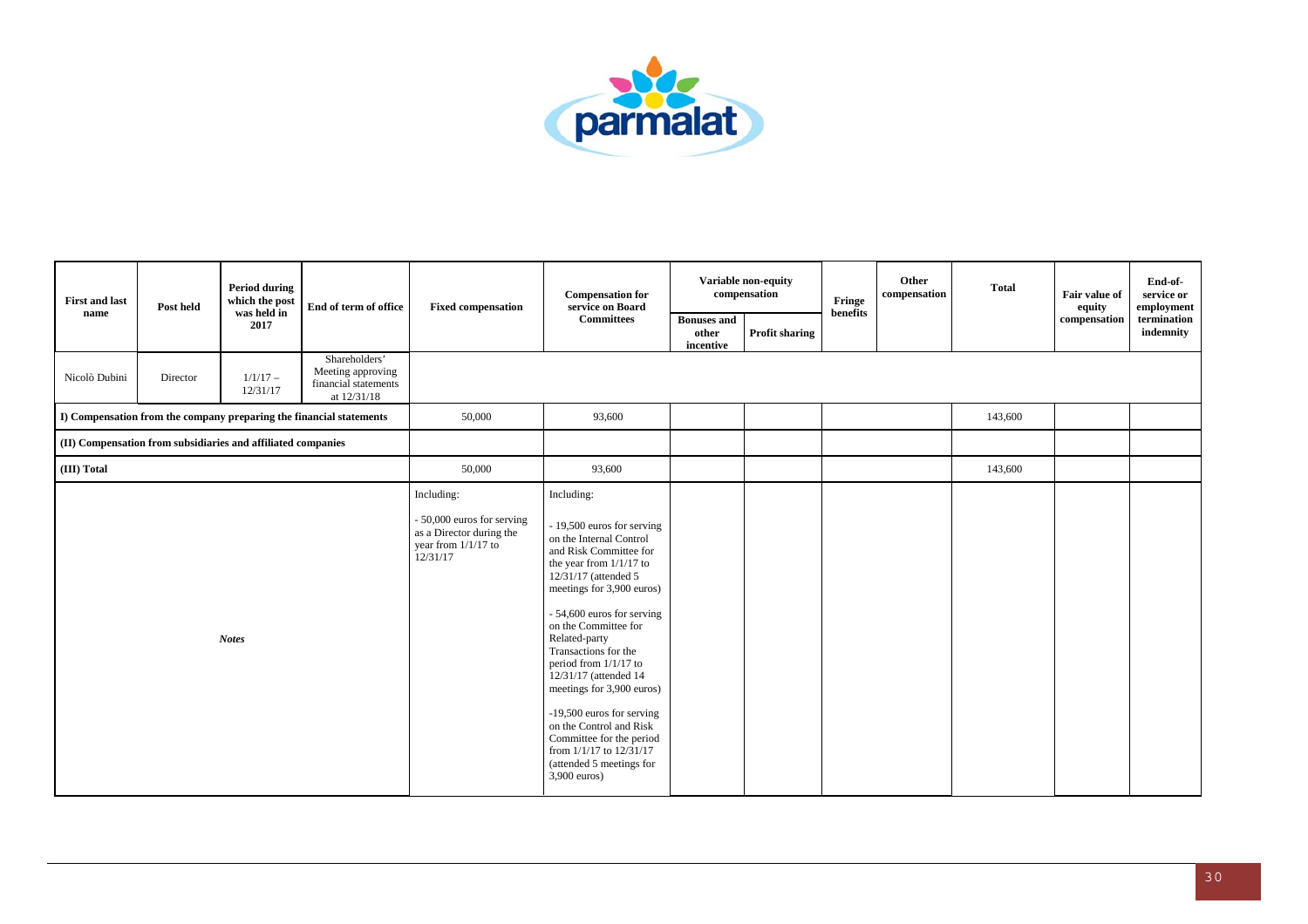| First and last name | Post held | Period during which the post was held in 2017 | End of term of office | Fixed compensation | Compensation for service on Board Committees | Variable non-equity compensation | | Fringe benefits | Other compensation | Total | Fair value of equity compensation | End-of-service or employment termination indemnity |
|---|---|---|---|---|---|---|---|---|---|---|---|---|
| | | | | | | Bonuses and other incentive | Profit sharing | | | | | |
| Nicolò Dubini | Director | 1/1/17 – 12/31/17 | Shareholders' Meeting approving financial statements at 12/31/18 | | | | | | | | | |
| I) Compensation from the company preparing the financial statements | | | | 50,000 | 93,600 | | | | | 143,600 | | |
| (II) Compensation from subsidiaries and affiliated companies | | | | | | | | | | | | |
| (III) Total | | | | 50,000 | 93,600 | | | | | 143,600 | | |
| *Notes* | | | | Including:<br><br>- 50,000 euros for serving as a Director during the year from 1/1/17 to 12/31/17 | Including:<br><br>- 19,500 euros for serving on the Internal Control and Risk Committee for the year from 1/1/17 to 12/31/17 (attended 5 meetings for 3,900 euros)<br><br>- 54,600 euros for serving on the Committee for Related-party Transactions for the period from 1/1/17 to 12/31/17 (attended 14 meetings for 3,900 euros)<br><br>-19,500 euros for serving on the Control and Risk Committee for the period from 1/1/17 to 12/31/17 (attended 5 meetings for 3,900 euros) | | | | | | | |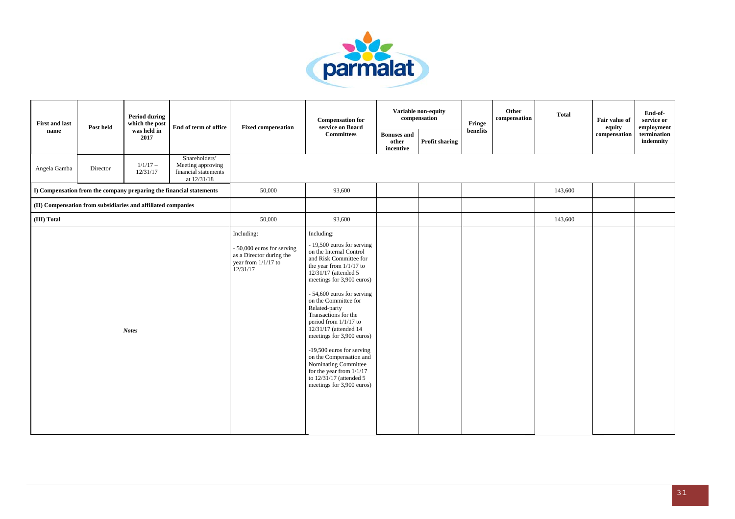| First and last name | Post held | Period during which the post was held in 2017 | End of term of office | Fixed compensation | Compensation for service on Board Committees | Variable non-equity compensation | | Fringe benefits | Other compensation | Total | Fair value of equity compensation | End-of-service or employment termination indemnity |
|---|---|---|---|---|---|---|---|---|---|---|---|---|
| | | | | | | Bonuses and other incentive | Profit sharing | | | | | |
| Angela Gamba | Director | 1/1/17 – 12/31/17 | Shareholders' Meeting approving financial statements at 12/31/18 | | | | | | | | | |
| I) Compensation from the company preparing the financial statements | | | | 50,000 | 93,600 | | | | | 143,600 | | |
| (II) Compensation from subsidiaries and affiliated companies | | | | | | | | | | | | |
| (III) Total | | | | 50,000 | 93,600 | | | | | 143,600 | | |
| *Notes* | | | | Including:<br><br>- 50,000 euros for serving as a Director during the year from 1/1/17 to 12/31/17 | Including:<br><br>- 19,500 euros for serving on the Internal Control and Risk Committee for the year from 1/1/17 to 12/31/17 (attended 5 meetings for 3,900 euros)<br><br>- 54,600 euros for serving on the Committee for Related-party Transactions for the period from 1/1/17 to 12/31/17 (attended 14 meetings for 3,900 euros)<br><br>-19,500 euros for serving on the Compensation and Nominating Committee for the year from 1/1/17 to 12/31/17 (attended 5 meetings for 3,900 euros) | | | | | | | |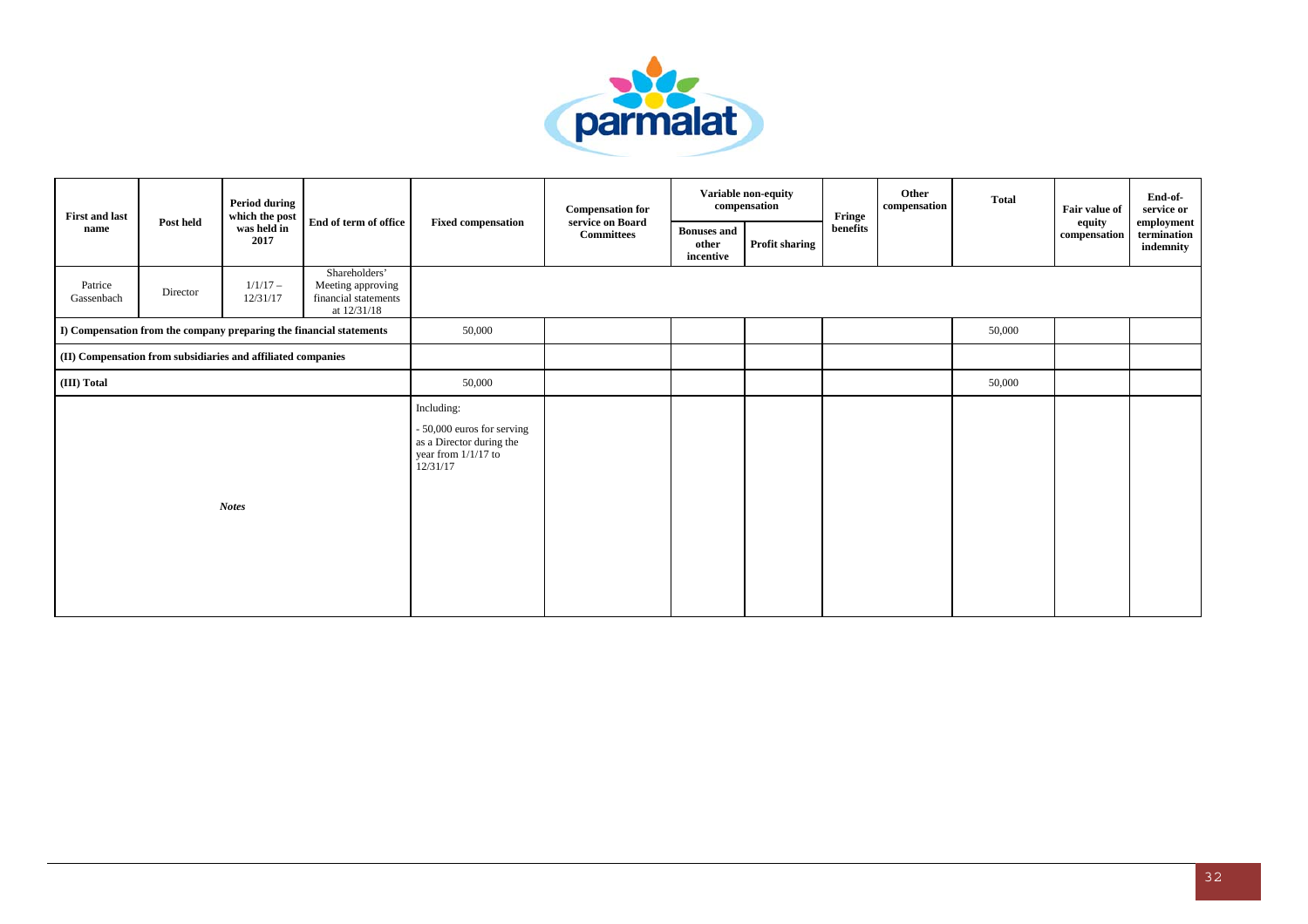| First and last name | Post held | Period during which the post was held in 2017 | End of term of office | Fixed compensation | Compensation for service on Board Committees | Variable non-equity compensation | | Fringe benefits | Other compensation | Total | Fair value of equity compensation | End-of-service or employment termination indemnity |
|---|---|---|---|---|---|---|---|---|---|---|---|---|
| | | | | | | Bonuses and other incentive | Profit sharing | | | | | |
| Patrice Gassenbach | Director | 1/1/17 – 12/31/17 | Shareholders' Meeting approving financial statements at 12/31/18 | | | | | | | | | |
| I) Compensation from the company preparing the financial statements | | | | 50,000 | | | | | | 50,000 | | |
| (II) Compensation from subsidiaries and affiliated companies | | | | | | | | | | | | |
| (III) Total | | | | 50,000 | | | | | | 50,000 | | |
| *Notes* | | | | Including:<br>- 50,000 euros for serving as a Director during the year from 1/1/17 to 12/31/17 | | | | | | | | |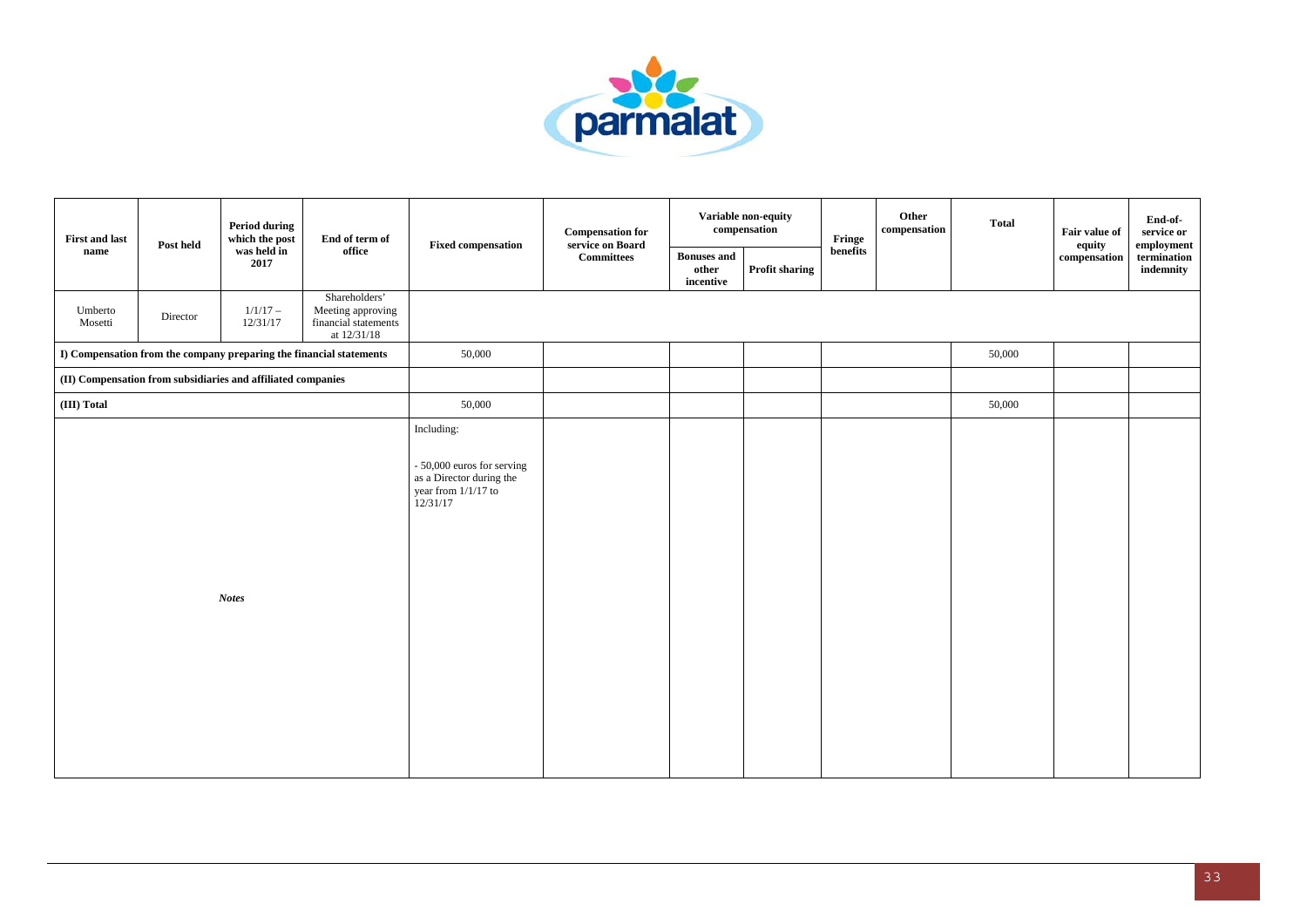| First and last name | Post held | Period during which the post was held in 2017 | End of term of office | Fixed compensation | Compensation for service on Board Committees | Variable non-equity compensation | | Fringe benefits | Other compensation | Total | Fair value of equity compensation | End-of-service or employment termination indemnity |
|---|---|---|---|---|---|---|---|---|---|---|---|---|
| | | | | | | Bonuses and other incentive | Profit sharing | | | | | |
| Umberto Mosetti | Director | 1/1/17 – 12/31/17 | Shareholders' Meeting approving financial statements at 12/31/18 | | | | | | | | | |
| I) Compensation from the company preparing the financial statements | | | | 50,000 | | | | | | 50,000 | | |
| (II) Compensation from subsidiaries and affiliated companies | | | | | | | | | | | | |
| (III) Total | | | | 50,000 | | | | | | 50,000 | | |
| *Notes* | | | | Including:<br><br>- 50,000 euros for serving as a Director during the year from 1/1/17 to 12/31/17 | | | | | | | | |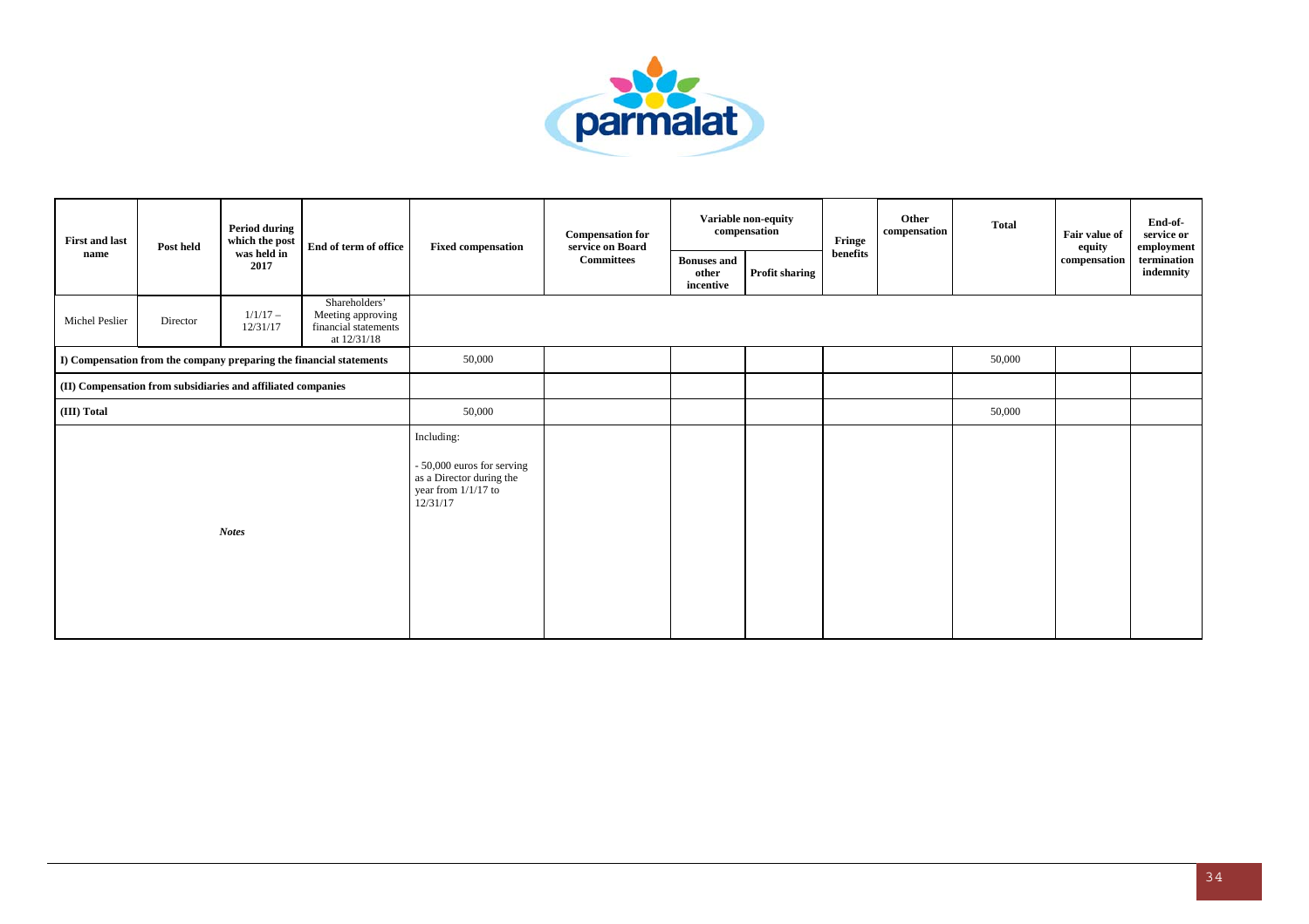| First and last name | Post held | Period during which the post was held in 2017 | End of term of office | Fixed compensation | Compensation for service on Board Committees | Variable non-equity compensation | | Fringe benefits | Other compensation | Total | Fair value of equity compensation | End-of-service or employment termination indemnity |
|---|---|---|---|---|---|---|---|---|---|---|---|---|
| | | | | | | Bonuses and other incentive | Profit sharing | | | | | |
| Michel Peslier | Director | 1/1/17 – 12/31/17 | Shareholders' Meeting approving financial statements at 12/31/18 | | | | | | | | | |
| I) Compensation from the company preparing the financial statements | | | | 50,000 | | | | | | 50,000 | | |
| (II) Compensation from subsidiaries and affiliated companies | | | | | | | | | | | | |
| (III) Total | | | | 50,000 | | | | | | 50,000 | | |
| *Notes* | | | | Including:<br><br>- 50,000 euros for serving as a Director during the year from 1/1/17 to 12/31/17 | | | | | | | | |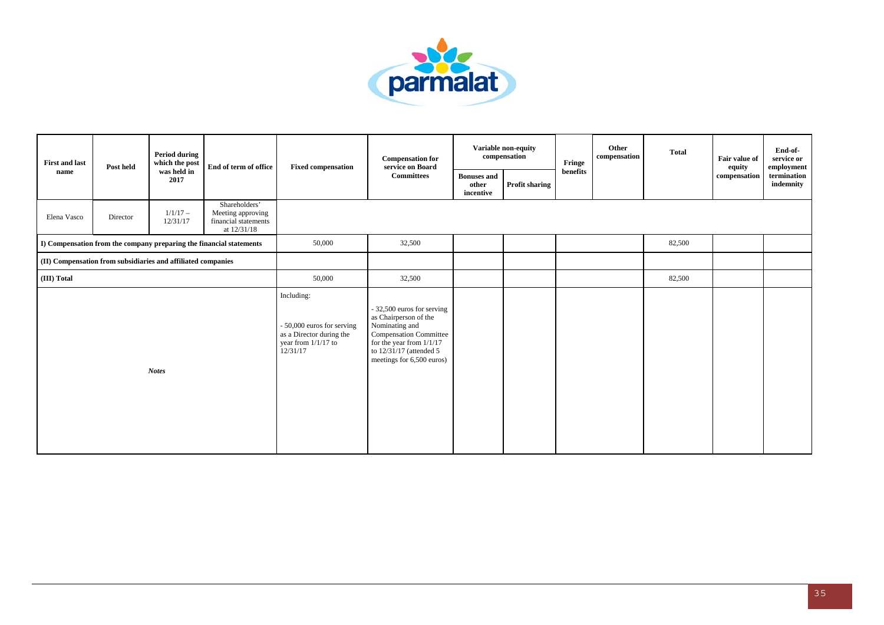| First and last name | Post held | Period during which the post was held in 2017 | End of term of office | Fixed compensation | Compensation for service on Board Committees | Variable non-equity compensation | | Fringe benefits | Other compensation | Total | Fair value of equity compensation | End-of-service or employment termination indemnity |
|---|---|---|---|---|---|---|---|---|---|---|---|---|
| | | | | | | Bonuses and other incentive | Profit sharing | | | | | |
| Elena Vasco | Director | 1/1/17 – 12/31/17 | Shareholders' Meeting approving financial statements at 12/31/18 | | | | | | | | | |
| I) Compensation from the company preparing the financial statements | | | | 50,000 | 32,500 | | | | | 82,500 | | |
| (II) Compensation from subsidiaries and affiliated companies | | | | | | | | | | | | |
| (III) Total | | | | 50,000 | 32,500 | | | | | 82,500 | | |
| *Notes* | | | | Including: - 50,000 euros for serving as a Director during the year from 1/1/17 to 12/31/17 | - 32,500 euros for serving as Chairperson of the Nominating and Compensation Committee for the year from 1/1/17 to 12/31/17 (attended 5 meetings for 6,500 euros) | | | | | | | |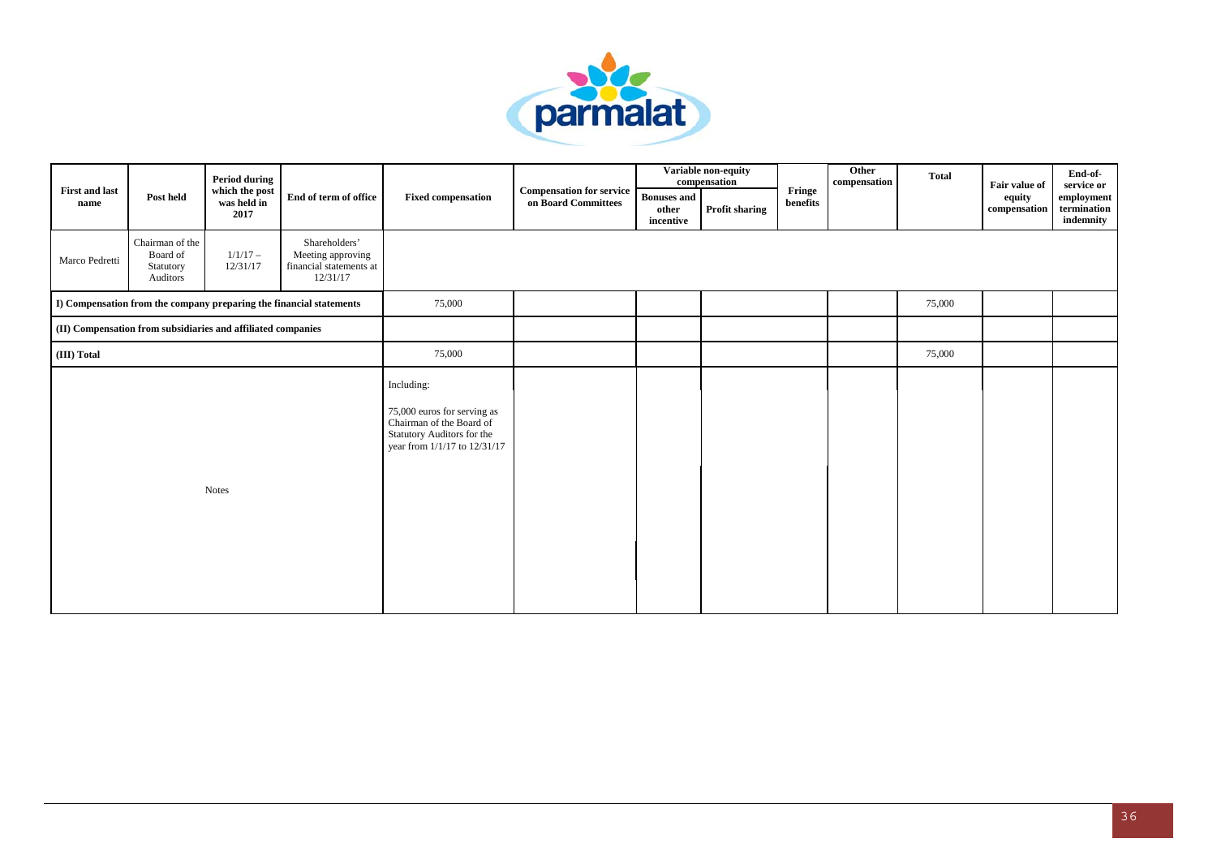| First and last name | Post held | Period during which the post was held in 2017 | End of term of office | Fixed compensation | Compensation for service on Board Committees | Variable non-equity compensation | | Fringe benefits | Other compensation | Total | Fair value of equity compensation | End-of-service or employment termination indemnity |
|---|---|---|---|---|---|---|---|---|---|---|---|---|
| | | | | | | Bonuses and other incentive | Profit sharing | | | | | |
| Marco Pedretti | Chairman of the Board of Statutory Auditors | 1/1/17 – 12/31/17 | Shareholders' Meeting approving financial statements at 12/31/17 | | | | | | | | | |
| I) Compensation from the company preparing the financial statements | | | | 75,000 | | | | | | 75,000 | | |
| (II) Compensation from subsidiaries and affiliated companies | | | | | | | | | | | | |
| (III) Total | | | | 75,000 | | | | | | 75,000 | | |
| Notes | | | | Including:<br><br>75,000 euros for serving as Chairman of the Board of Statutory Auditors for the year from 1/1/17 to 12/31/17 | | | | | | | | |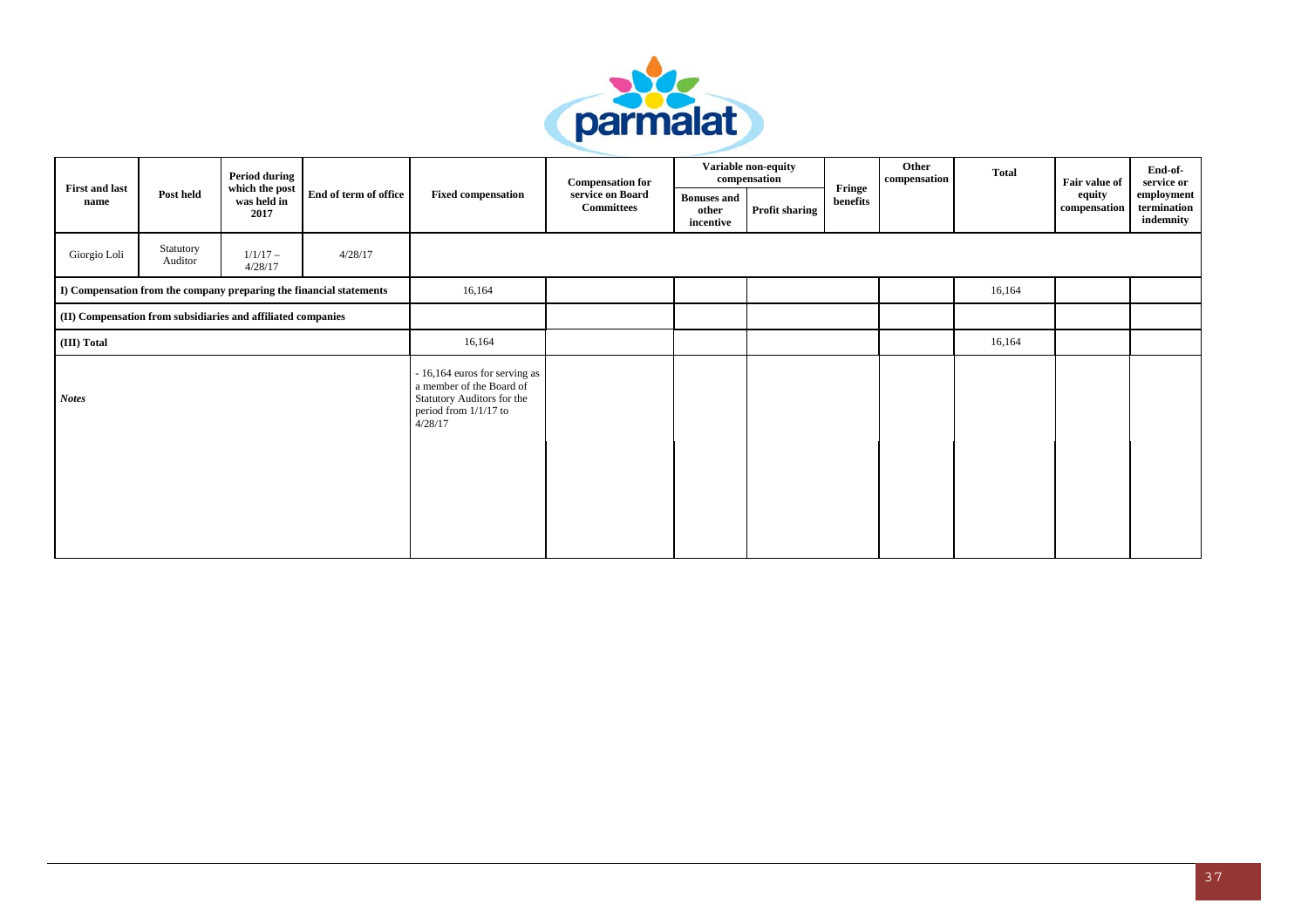| First and last name | Post held | Period during which the post was held in 2017 | End of term of office | Fixed compensation | Compensation for service on Board Committees | Variable non-equity compensation | | Fringe benefits | Other compensation | Total | Fair value of equity compensation | End-of-service or employment termination indemnity |
|---|---|---|---|---|---|---|---|---|---|---|---|---|
| | | | | | | Bonuses and other incentive | Profit sharing | | | | | |
| Giorgio Loli | Statutory Auditor | 1/1/17 – 4/28/17 | 4/28/17 | | | | | | | | | |
| I) Compensation from the company preparing the financial statements | | | | 16,164 | | | | | | 16,164 | | |
| (II) Compensation from subsidiaries and affiliated companies | | | | | | | | | | | | |
| (III) Total | | | | 16,164 | | | | | | 16,164 | | |
| *Notes* | | | | - 16,164 euros for serving as a member of the Board of Statutory Auditors for the period from 1/1/17 to 4/28/17 | | | | | | | | |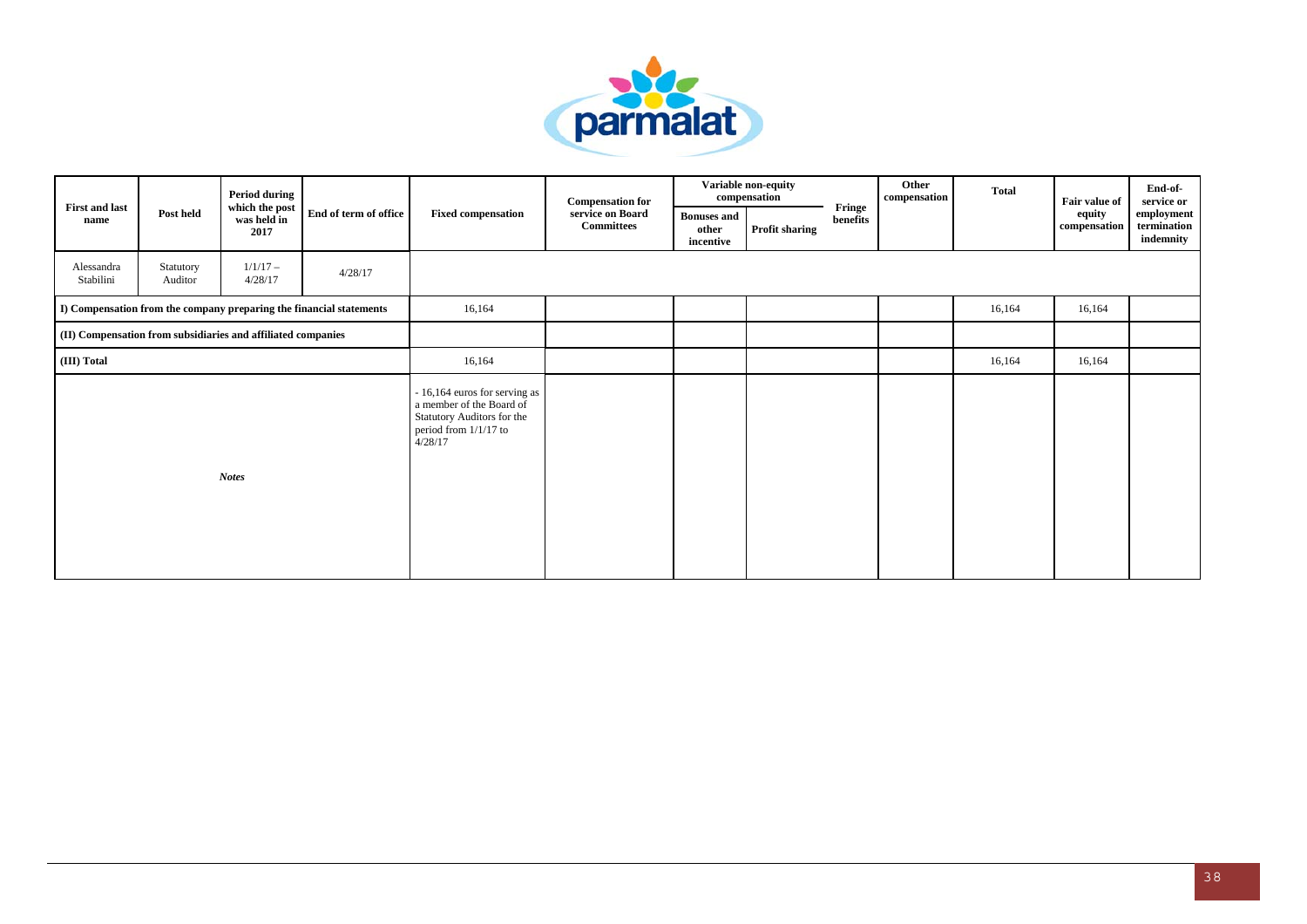| First and last name | Post held | Period during which the post was held in 2017 | End of term of office | Fixed compensation | Compensation for service on Board Committees | Variable non-equity compensation | | Fringe benefits | Other compensation | Total | Fair value of equity compensation | End-of-service or employment termination indemnity |
|---|---|---|---|---|---|---|---|---|---|---|---|---|
| | | | | | | Bonuses and other incentive | Profit sharing | | | | | |
| Alessandra Stabilini | Statutory Auditor | 1/1/17 – 4/28/17 | 4/28/17 | | | | | | | | | |
| I) Compensation from the company preparing the financial statements | | | | 16,164 | | | | | | 16,164 | 16,164 | |
| (II) Compensation from subsidiaries and affiliated companies | | | | | | | | | | | | |
| (III) Total | | | | 16,164 | | | | | | 16,164 | 16,164 | |
| *Notes* | | | | - 16,164 euros for serving as a member of the Board of Statutory Auditors for the period from 1/1/17 to 4/28/17 | | | | | | | | |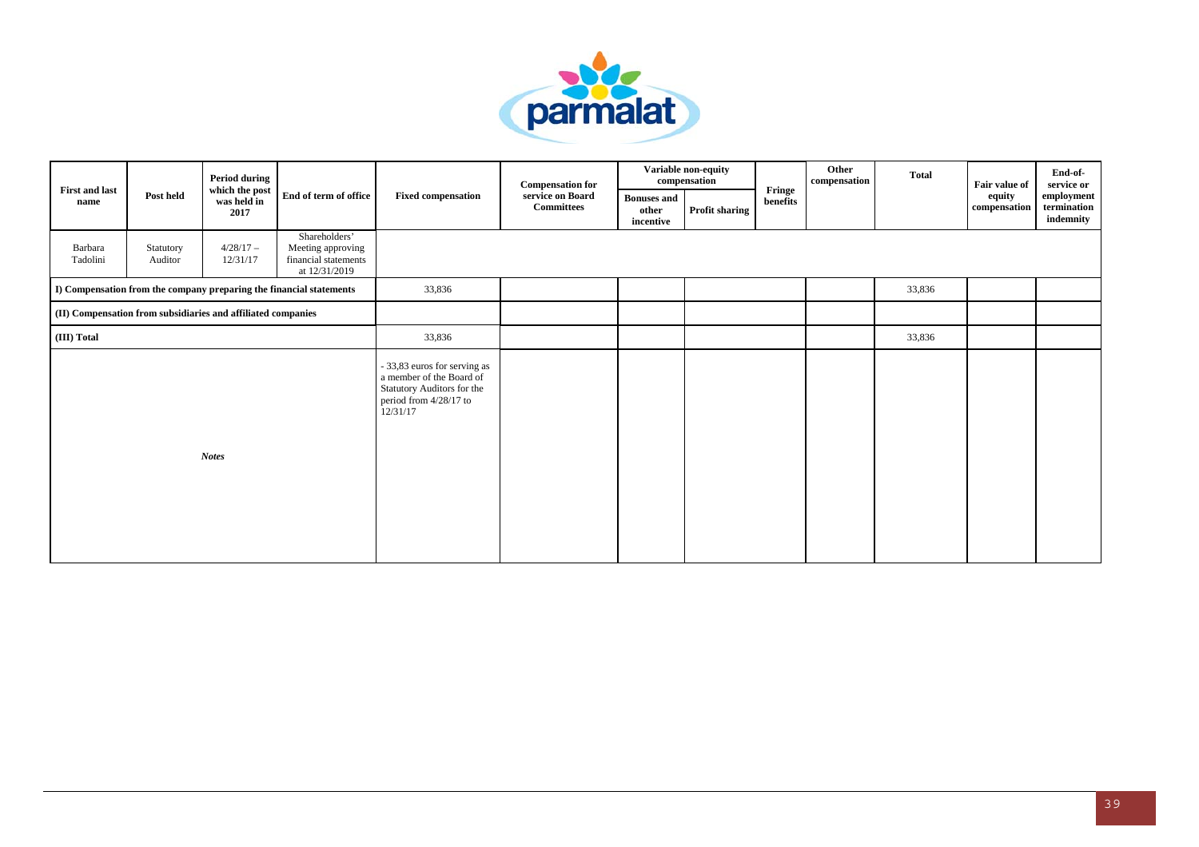| First and last name | Post held | Period during which the post was held in 2017 | End of term of office | Fixed compensation | Compensation for service on Board Committees | Variable non-equity compensation | | Fringe benefits | Other compensation | Total | Fair value of equity compensation | End-of-service or employment termination indemnity |
|---|---|---|---|---|---|---|---|---|---|---|---|---|
| | | | | | | Bonuses and other incentive | Profit sharing | | | | | |
| Barbara Tadolini | Statutory Auditor | 4/28/17 – 12/31/17 | Shareholders' Meeting approving financial statements at 12/31/2019 | | | | | | | | | |
| I) Compensation from the company preparing the financial statements | | | | 33,836 | | | | | | 33,836 | | |
| (II) Compensation from subsidiaries and affiliated companies | | | | | | | | | | | | |
| (III) Total | | | | 33,836 | | | | | | 33,836 | | |
| *Notes* | | | | - 33,83 euros for serving as a member of the Board of Statutory Auditors for the period from 4/28/17 to 12/31/17 | | | | | | | | |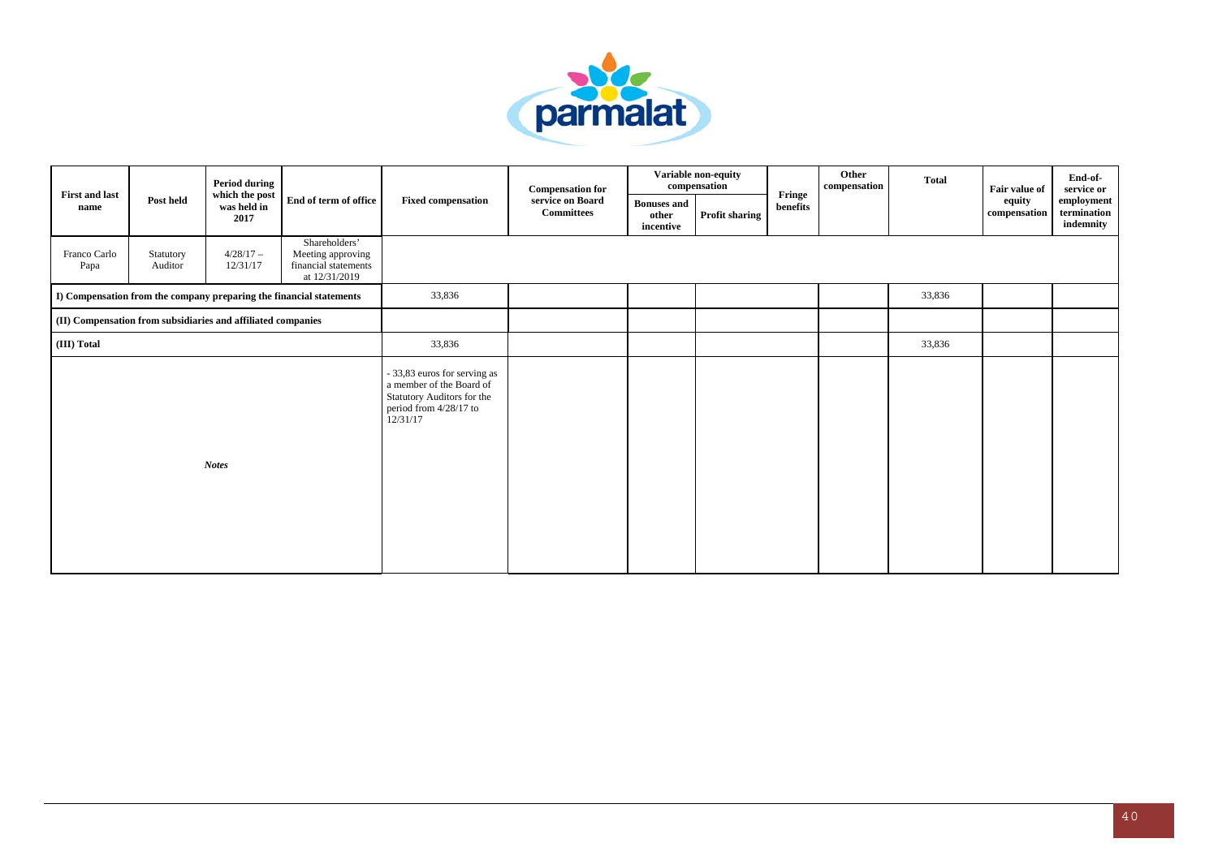| First and last name | Post held | Period during which the post was held in 2017 | End of term of office | Fixed compensation | Compensation for service on Board Committees | Variable non-equity compensation | | Fringe benefits | Other compensation | Total | Fair value of equity compensation | End-of-service or employment termination indemnity |
|---|---|---|---|---|---|---|---|---|---|---|---|---|
| | | | | | | Bonuses and other incentive | Profit sharing | | | | | |
| Franco Carlo Papa | Statutory Auditor | 4/28/17 – 12/31/17 | Shareholders' Meeting approving financial statements at 12/31/2019 | | | | | | | | | |
| I) Compensation from the company preparing the financial statements | | | | 33,836 | | | | | | 33,836 | | |
| (II) Compensation from subsidiaries and affiliated companies | | | | | | | | | | | | |
| (III) Total | | | | 33,836 | | | | | | 33,836 | | |
| *Notes* | | | | - 33,83 euros for serving as a member of the Board of Statutory Auditors for the period from 4/28/17 to 12/31/17 | | | | | | | | |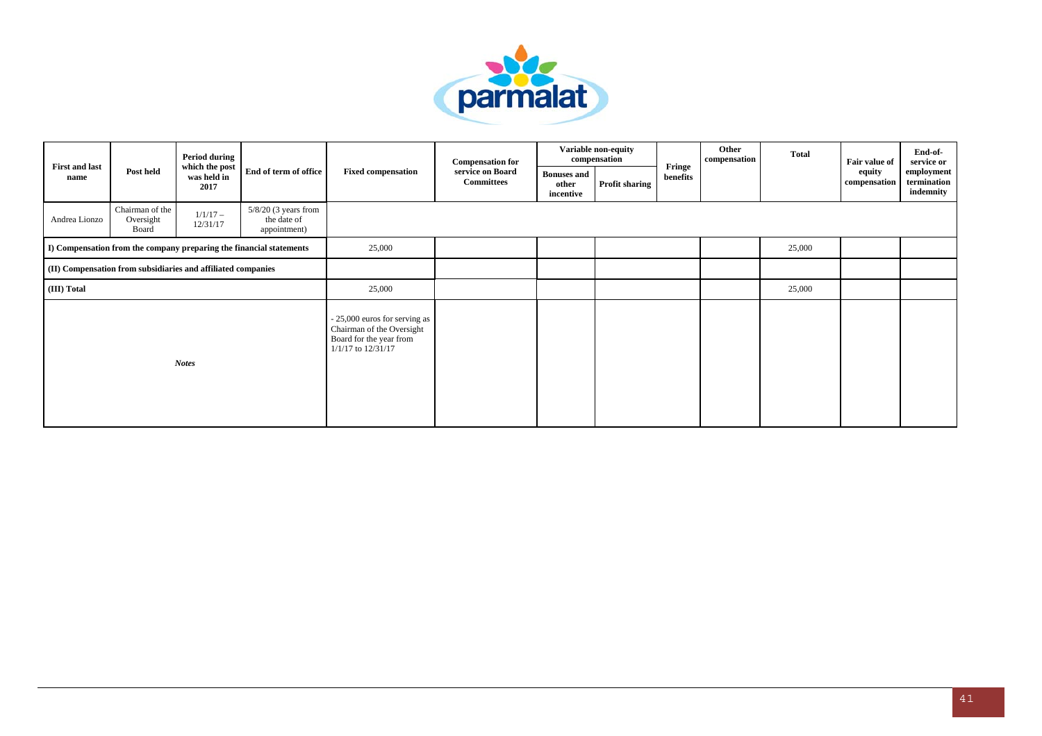| First and last name | Post held | Period during which the post was held in 2017 | End of term of office | Fixed compensation | Compensation for service on Board Committees | Variable non-equity compensation | | Fringe benefits | Other compensation | Total | Fair value of equity compensation | End-of-service or employment termination indemnity |
|---|---|---|---|---|---|---|---|---|---|---|---|---|
| | | | | | | Bonuses and other incentive | Profit sharing | | | | | |
| Andrea Lionzo | Chairman of the Oversight Board | 1/1/17 – 12/31/17 | 5/8/20 (3 years from the date of appointment) | | | | | | | | | |
| I) Compensation from the company preparing the financial statements | | | | 25,000 | | | | | | 25,000 | | |
| (II) Compensation from subsidiaries and affiliated companies | | | | | | | | | | | | |
| (III) Total | | | | 25,000 | | | | | | 25,000 | | |
| *Notes* | | | | - 25,000 euros for serving as Chairman of the Oversight Board for the year from 1/1/17 to 12/31/17 | | | | | | | | |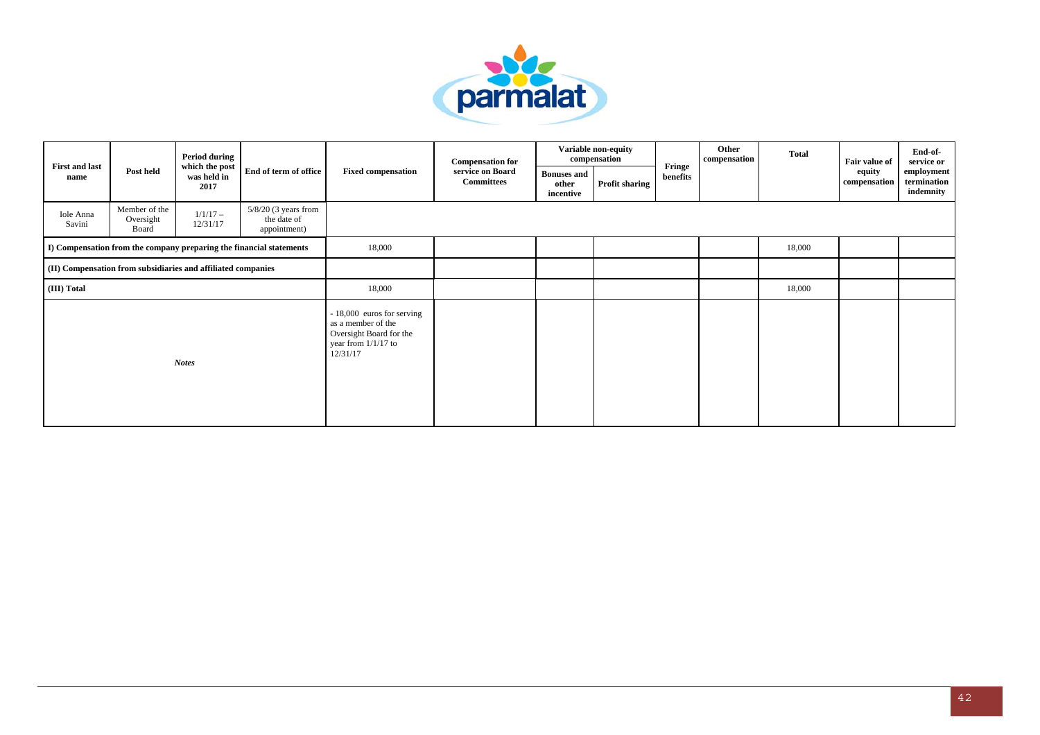| First and last name | Post held | Period during which the post was held in 2017 | End of term of office | Fixed compensation | Compensation for service on Board Committees | Variable non-equity compensation | | Fringe benefits | Other compensation | Total | Fair value of equity compensation | End-of-service or employment termination indemnity |
|---|---|---|---|---|---|---|---|---|---|---|---|---|
| | | | | | | Bonuses and other incentive | Profit sharing | | | | | |
| Iole Anna Savini | Member of the Oversight Board | 1/1/17 – 12/31/17 | 5/8/20 (3 years from the date of appointment) | | | | | | | | | |
| I) Compensation from the company preparing the financial statements | | | | 18,000 | | | | | | 18,000 | | |
| (II) Compensation from subsidiaries and affiliated companies | | | | | | | | | | | | |
| (III) Total | | | | 18,000 | | | | | | 18,000 | | |
| *Notes* | | | | - 18,000 euros for serving as a member of the Oversight Board for the year from 1/1/17 to 12/31/17 | | | | | | | | |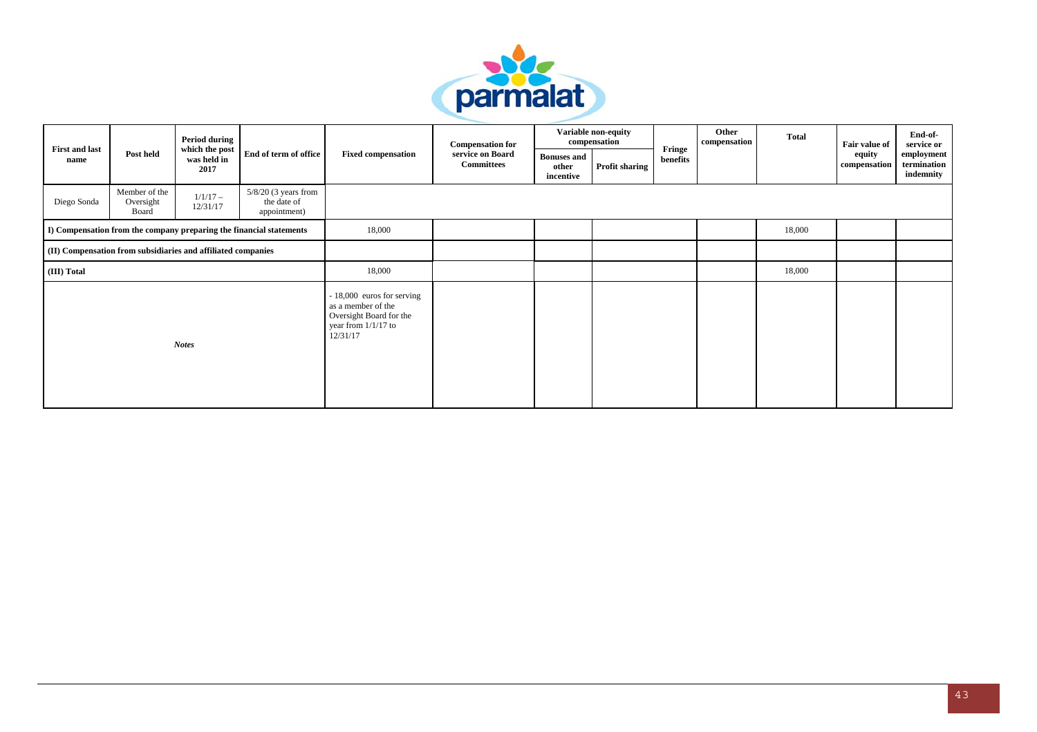| First and last name | Post held | Period during which the post was held in 2017 | End of term of office | Fixed compensation | Compensation for service on Board Committees | Variable non-equity compensation | | Fringe benefits | Other compensation | Total | Fair value of equity compensation | End-of-service or employment termination indemnity |
|---|---|---|---|---|---|---|---|---|---|---|---|---|
| | | | | | | Bonuses and other incentive | Profit sharing | | | | | |
| Diego Sonda | Member of the Oversight Board | 1/1/17 – 12/31/17 | 5/8/20 (3 years from the date of appointment) | | | | | | | | | |
| I) Compensation from the company preparing the financial statements | | | | 18,000 | | | | | | 18,000 | | |
| (II) Compensation from subsidiaries and affiliated companies | | | | | | | | | | | | |
| (III) Total | | | | 18,000 | | | | | | 18,000 | | |
| *Notes* | | | | - 18,000 euros for serving as a member of the Oversight Board for the year from 1/1/17 to 12/31/17 | | | | | | | | |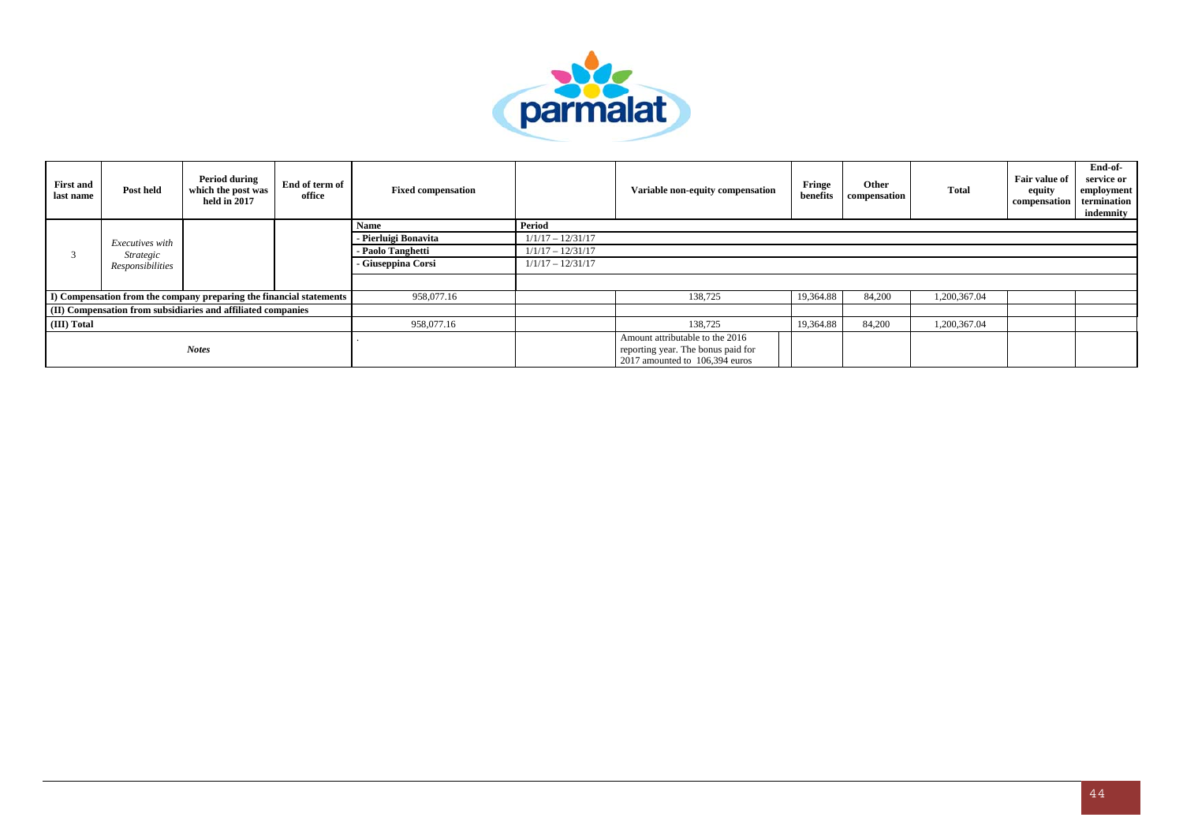| First and last name | Post held | Period during which the post was held in 2017 | End of term of office | Fixed compensation | | Variable non-equity compensation | | Fringe benefits | Other compensation | Total | Fair value of equity compensation | End-of-service or employment termination indemnity |
|---|---|---|---|---|---|---|---|---|---|---|---|---|
| 3 | *Executives with Strategic Responsibilities* | | | Name | Period | | | | | | | |
| | | | | - Pierluigi Bonavita | 1/1/17 – 12/31/17 | | | | | | | |
| | | | | - Paolo Tanghetti | 1/1/17 – 12/31/17 | | | | | | | |
| | | | | - Giuseppina Corsi | 1/1/17 – 12/31/17 | | | | | | | |
| I) Compensation from the company preparing the financial statements | | | | 958,077.16 | | 138,725 | | 19,364.88 | 84,200 | 1,200,367.04 | | |
| (II) Compensation from subsidiaries and affiliated companies | | | | | | | | | | | | |
| (III) Total | | | | 958,077.16 | | 138,725 | | 19,364.88 | 84,200 | 1,200,367.04 | | |
| *Notes* | | | | . | | Amount attributable to the 2016 reporting year. The bonus paid for 2017 amounted to 106,394 euros | | | | | | |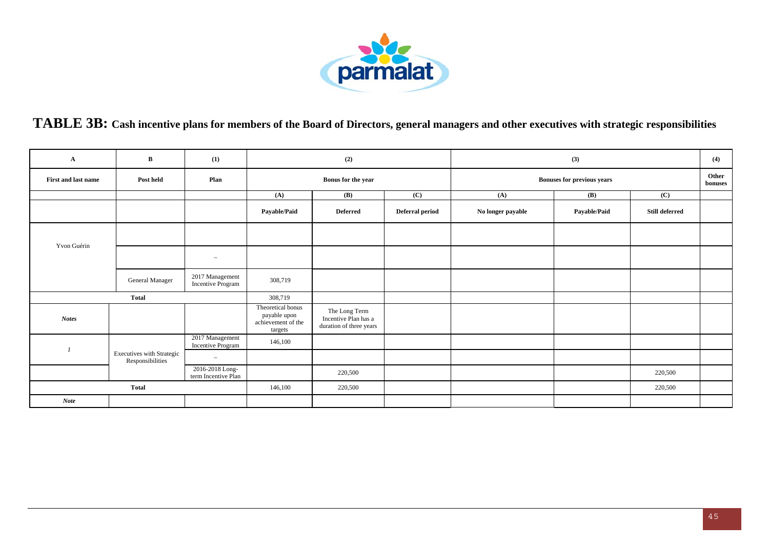# TABLE 3B: Cash incentive plans for members of the Board of Directors, general managers and other executives with strategic responsibilities

| A | B | (1) | (2) | | | (3) | | | (4) |
|---|---|---|---|---|---|---|---|---|---|
| First and last name | Post held | Plan | Bonus for the year | | | Bonuses for previous years | | | Other bonuses |
| | | | (A) | (B) | (C) | (A) | (B) | (C) | |
| | | | Payable/Paid | Deferred | Deferral period | No longer payable | Payable/Paid | Still deferred | |
| Yvon Guérin | | | | | | | | | |
| | | – | | | | | | | |
| | General Manager | 2017 Management Incentive Program | 308,719 | | | | | | |
| Total | | | 308,719 | | | | | | |
| *Notes* | | | Theoretical bonus payable upon achievement of the targets | The Long Term Incentive Plan has a duration of three years | | | | | |
| *1* | Executives with Strategic Responsibilities | 2017 Management Incentive Program | 146,100 | | | | | | |
| | | – | | | | | | | |
| | | 2016-2018 Long-term Incentive Plan | | 220,500 | | | | 220,500 | |
| Total | | | 146,100 | 220,500 | | | | 220,500 | |
| *Note* | | | | | | | | | |